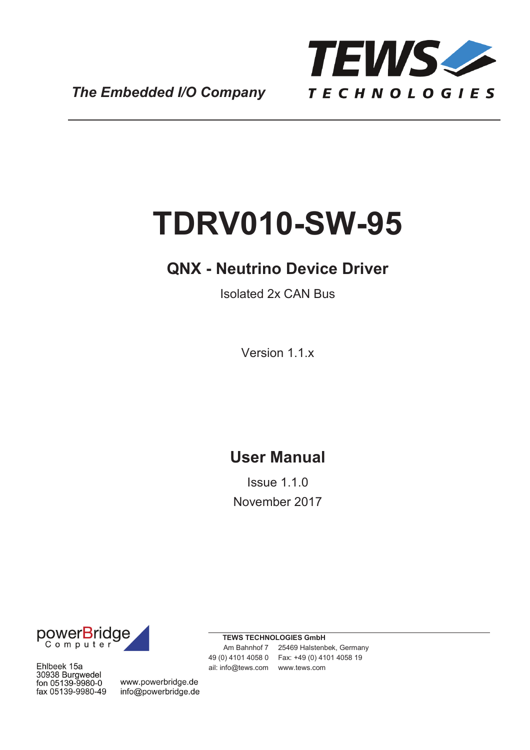*The Embedded I/O Company*

TEWS TECHNOLOGIES

# TDRV010-SW-95

## QNX - Neutrino Device Driver

Isolated 2x CAN Bus

Version 1.1.x

## User Manual

Issue 1.1.0

November 2017

powerBridge Computer

Ehlbeek 15a
30938 Burgwedel
fon 05139-9980-0
fax 05139-9980-49

www.powerbridge.de
info@powerbridge.de

**TEWS TECHNOLOGIES GmbH**

Am Bahnhof 7 25469 Halstenbek, Germany
49 (0) 4101 4058 0 Fax: +49 (0) 4101 4058 19
ail: info@tews.com www.tews.com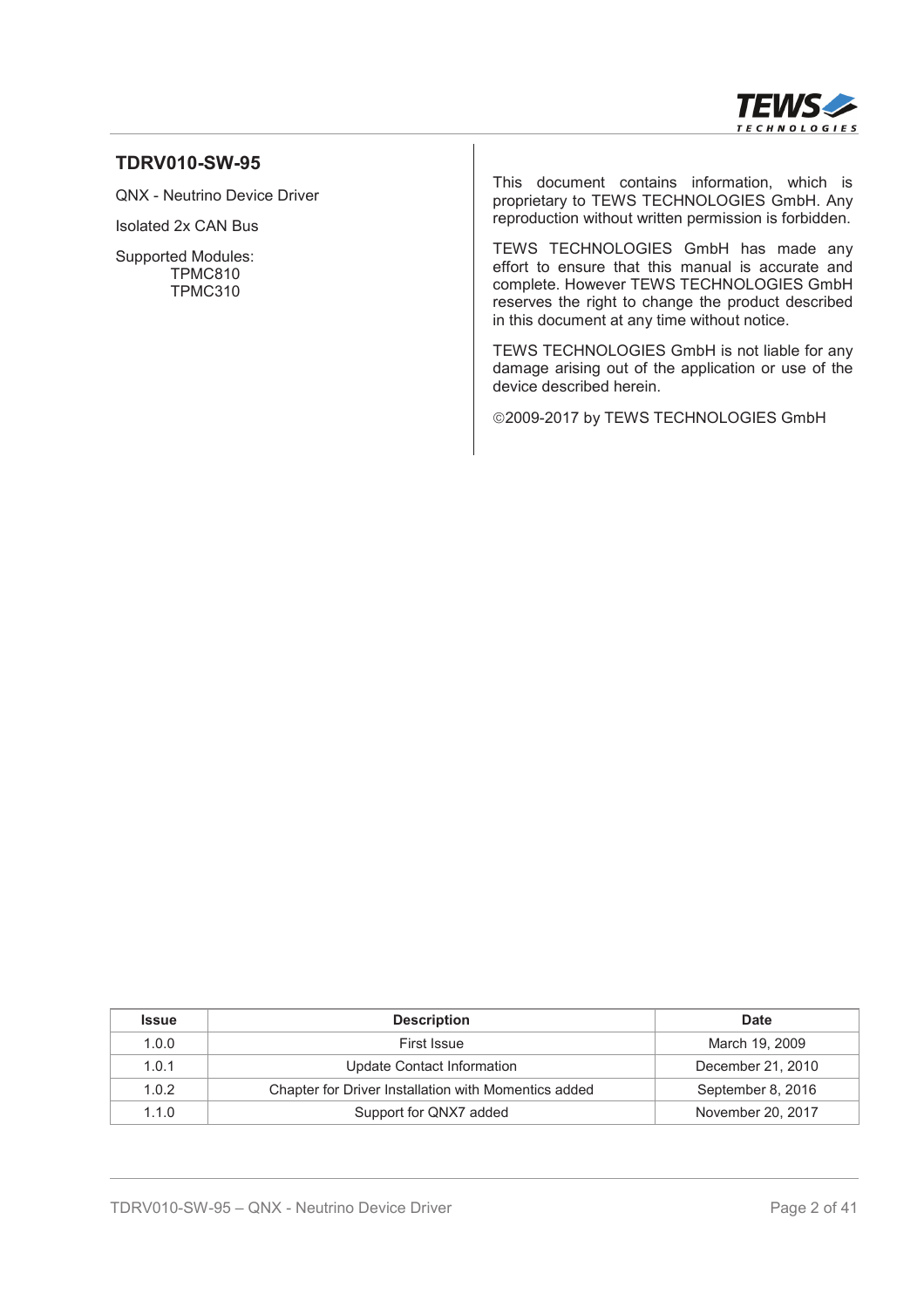**TDRV010-SW-95**

QNX - Neutrino Device Driver

Isolated 2x CAN Bus

Supported Modules:
TPMC810
TPMC310

This document contains information, which is proprietary to TEWS TECHNOLOGIES GmbH. Any reproduction without written permission is forbidden.

TEWS TECHNOLOGIES GmbH has made any effort to ensure that this manual is accurate and complete. However TEWS TECHNOLOGIES GmbH reserves the right to change the product described in this document at any time without notice.

TEWS TECHNOLOGIES GmbH is not liable for any damage arising out of the application or use of the device described herein.

©2009-2017 by TEWS TECHNOLOGIES GmbH

| Issue | Description | Date |
|---|---|---|
| 1.0.0 | First Issue | March 19, 2009 |
| 1.0.1 | Update Contact Information | December 21, 2010 |
| 1.0.2 | Chapter for Driver Installation with Momentics added | September 8, 2016 |
| 1.1.0 | Support for QNX7 added | November 20, 2017 |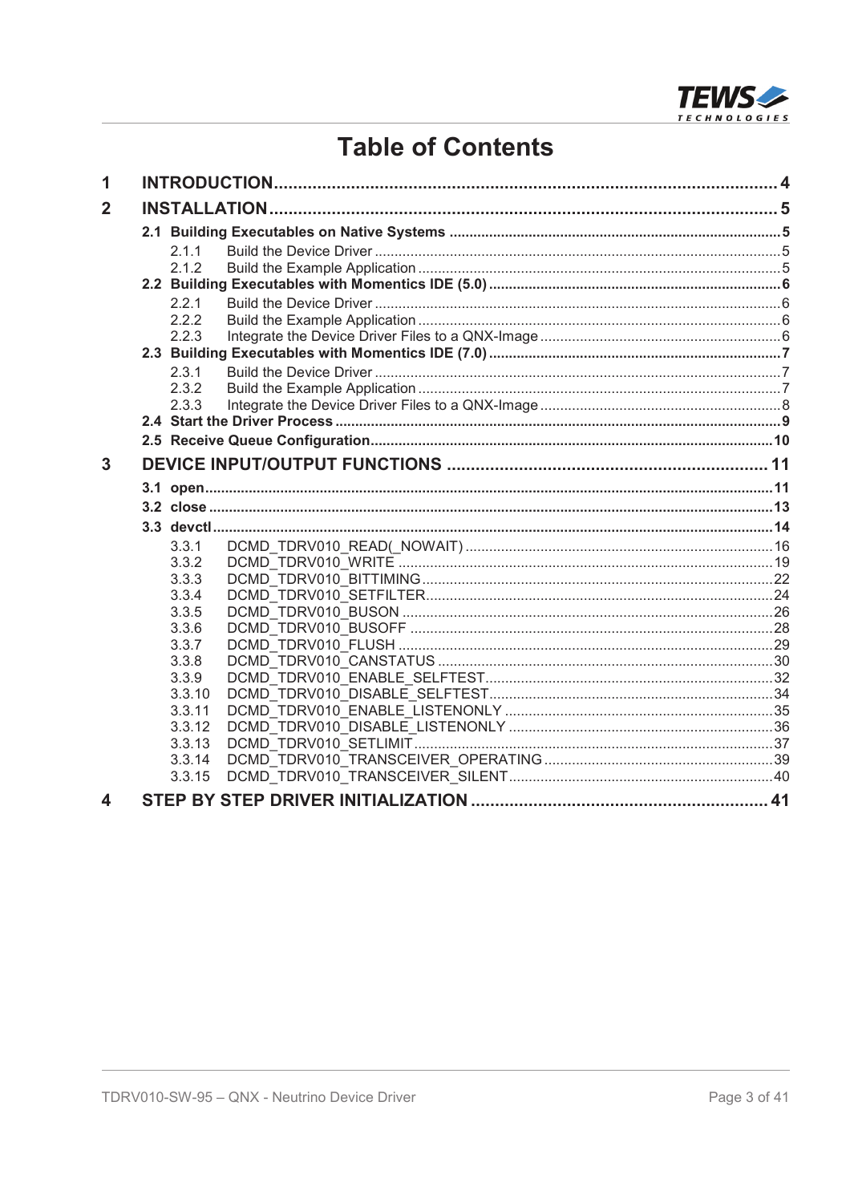# Table of Contents

1 INTRODUCTION ..... 4

2 INSTALLATION ..... 5

- **2.1 Building Executables on Native Systems** ..... 5
  - 2.1.1 Build the Device Driver ..... 5
  - 2.1.2 Build the Example Application ..... 5
- **2.2 Building Executables with Momentics IDE (5.0)** ..... 6
  - 2.2.1 Build the Device Driver ..... 6
  - 2.2.2 Build the Example Application ..... 6
  - 2.2.3 Integrate the Device Driver Files to a QNX-Image ..... 6
- **2.3 Building Executables with Momentics IDE (7.0)** ..... 7
  - 2.3.1 Build the Device Driver ..... 7
  - 2.3.2 Build the Example Application ..... 7
  - 2.3.3 Integrate the Device Driver Files to a QNX-Image ..... 8
- **2.4 Start the Driver Process** ..... 9
- **2.5 Receive Queue Configuration** ..... 10

3 DEVICE INPUT/OUTPUT FUNCTIONS ..... 11

- **3.1 open** ..... 11
- **3.2 close** ..... 13
- **3.3 devctl** ..... 14
  - 3.3.1 DCMD_TDRV010_READ(_NOWAIT) ..... 16
  - 3.3.2 DCMD_TDRV010_WRITE ..... 19
  - 3.3.3 DCMD_TDRV010_BITTIMING ..... 22
  - 3.3.4 DCMD_TDRV010_SETFILTER ..... 24
  - 3.3.5 DCMD_TDRV010_BUSON ..... 26
  - 3.3.6 DCMD_TDRV010_BUSOFF ..... 28
  - 3.3.7 DCMD_TDRV010_FLUSH ..... 29
  - 3.3.8 DCMD_TDRV010_CANSTATUS ..... 30
  - 3.3.9 DCMD_TDRV010_ENABLE_SELFTEST ..... 32
  - 3.3.10 DCMD_TDRV010_DISABLE_SELFTEST ..... 34
  - 3.3.11 DCMD_TDRV010_ENABLE_LISTENONLY ..... 35
  - 3.3.12 DCMD_TDRV010_DISABLE_LISTENONLY ..... 36
  - 3.3.13 DCMD_TDRV010_SETLIMIT ..... 37
  - 3.3.14 DCMD_TDRV010_TRANSCEIVER_OPERATING ..... 39
  - 3.3.15 DCMD_TDRV010_TRANSCEIVER_SILENT ..... 40

4 STEP BY STEP DRIVER INITIALIZATION ..... 41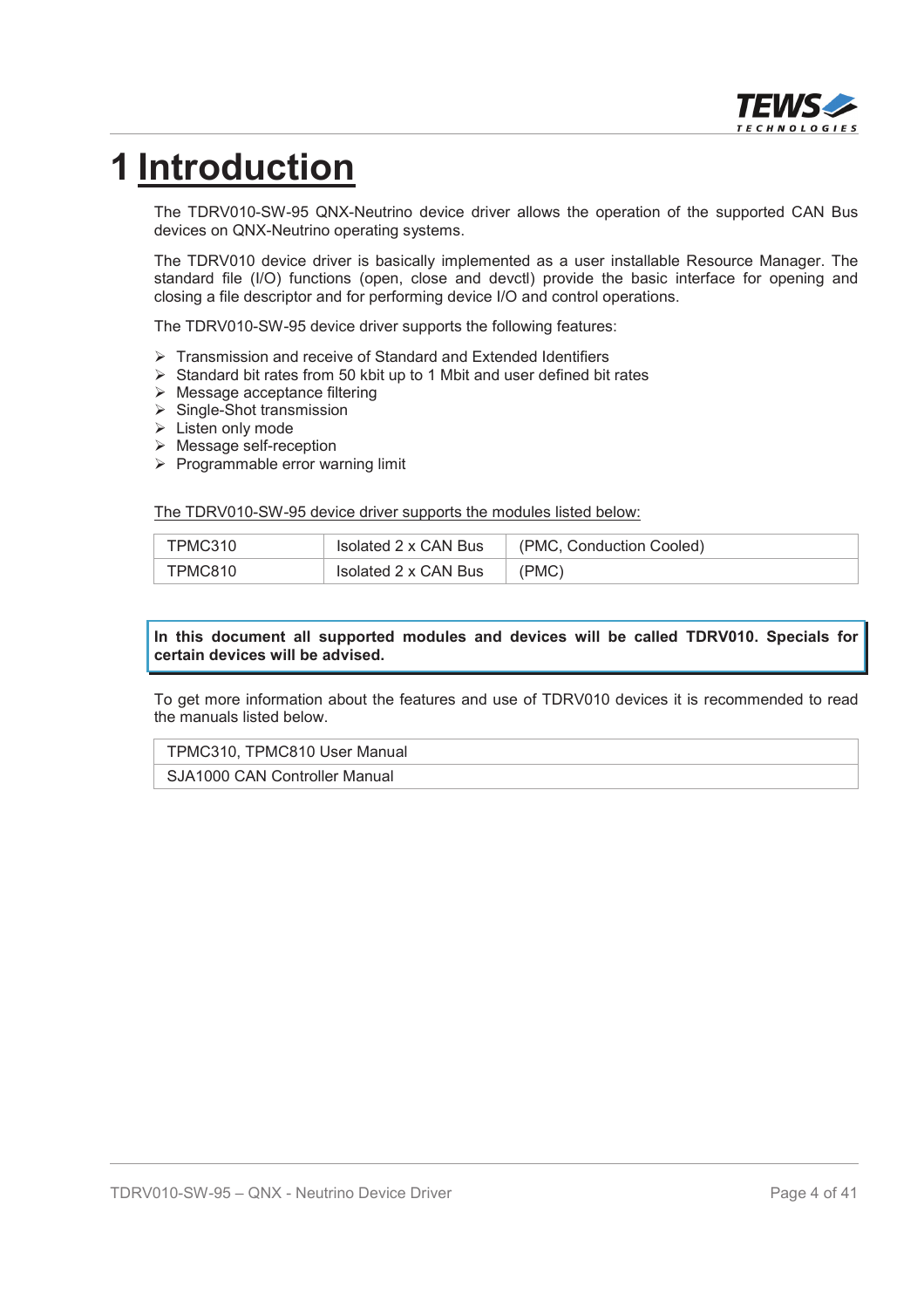# 1 Introduction

The TDRV010-SW-95 QNX-Neutrino device driver allows the operation of the supported CAN Bus devices on QNX-Neutrino operating systems.

The TDRV010 device driver is basically implemented as a user installable Resource Manager. The standard file (I/O) functions (open, close and devctl) provide the basic interface for opening and closing a file descriptor and for performing device I/O and control operations.

The TDRV010-SW-95 device driver supports the following features:

- Transmission and receive of Standard and Extended Identifiers
- Standard bit rates from 50 kbit up to 1 Mbit and user defined bit rates
- Message acceptance filtering
- Single-Shot transmission
- Listen only mode
- Message self-reception
- Programmable error warning limit

The TDRV010-SW-95 device driver supports the modules listed below:

| | | |
|---|---|---|
| TPMC310 | Isolated 2 x CAN Bus | (PMC, Conduction Cooled) |
| TPMC810 | Isolated 2 x CAN Bus | (PMC) |

**In this document all supported modules and devices will be called TDRV010. Specials for certain devices will be advised.**

To get more information about the features and use of TDRV010 devices it is recommended to read the manuals listed below.

| |
|---|
| TPMC310, TPMC810 User Manual |
| SJA1000 CAN Controller Manual |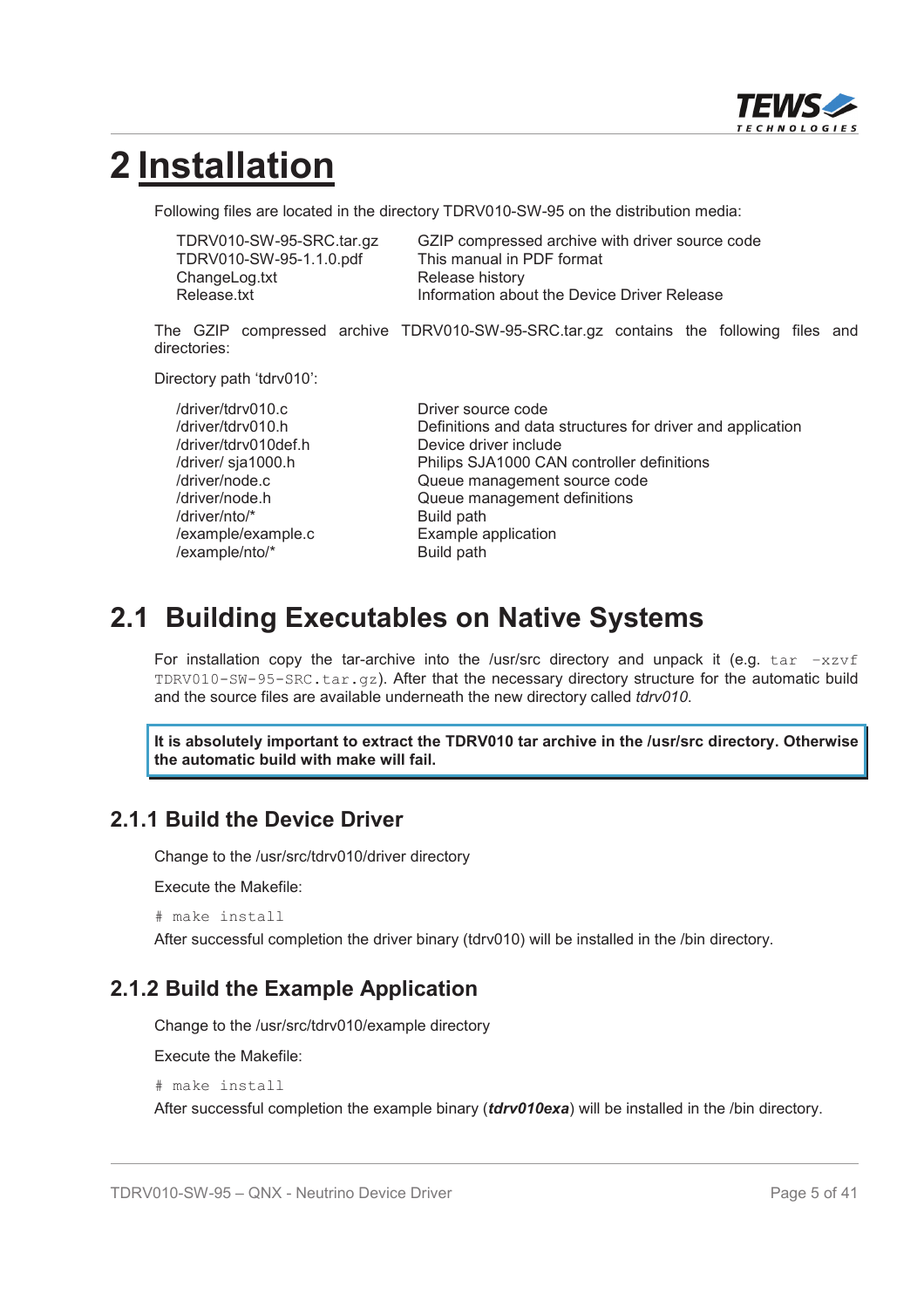# 2 Installation

Following files are located in the directory TDRV010-SW-95 on the distribution media:

| | |
|---|---|
| TDRV010-SW-95-SRC.tar.gz | GZIP compressed archive with driver source code |
| TDRV010-SW-95-1.1.0.pdf | This manual in PDF format |
| ChangeLog.txt | Release history |
| Release.txt | Information about the Device Driver Release |

The GZIP compressed archive TDRV010-SW-95-SRC.tar.gz contains the following files and directories:

Directory path 'tdrv010':

| | |
|---|---|
| /driver/tdrv010.c | Driver source code |
| /driver/tdrv010.h | Definitions and data structures for driver and application |
| /driver/tdrv010def.h | Device driver include |
| /driver/ sja1000.h | Philips SJA1000 CAN controller definitions |
| /driver/node.c | Queue management source code |
| /driver/node.h | Queue management definitions |
| /driver/nto/* | Build path |
| /example/example.c | Example application |
| /example/nto/* | Build path |

## 2.1 Building Executables on Native Systems

For installation copy the tar-archive into the /usr/src directory and unpack it (e.g. `tar -xzvf TDRV010-SW-95-SRC.tar.gz`). After that the necessary directory structure for the automatic build and the source files are available underneath the new directory called *tdrv010*.

**It is absolutely important to extract the TDRV010 tar archive in the /usr/src directory. Otherwise the automatic build with make will fail.**

### 2.1.1 Build the Device Driver

Change to the /usr/src/tdrv010/driver directory

Execute the Makefile:

```
# make install
```

After successful completion the driver binary (tdrv010) will be installed in the /bin directory.

### 2.1.2 Build the Example Application

Change to the /usr/src/tdrv010/example directory

Execute the Makefile:

```
# make install
```

After successful completion the example binary (***tdrv010exa***) will be installed in the /bin directory.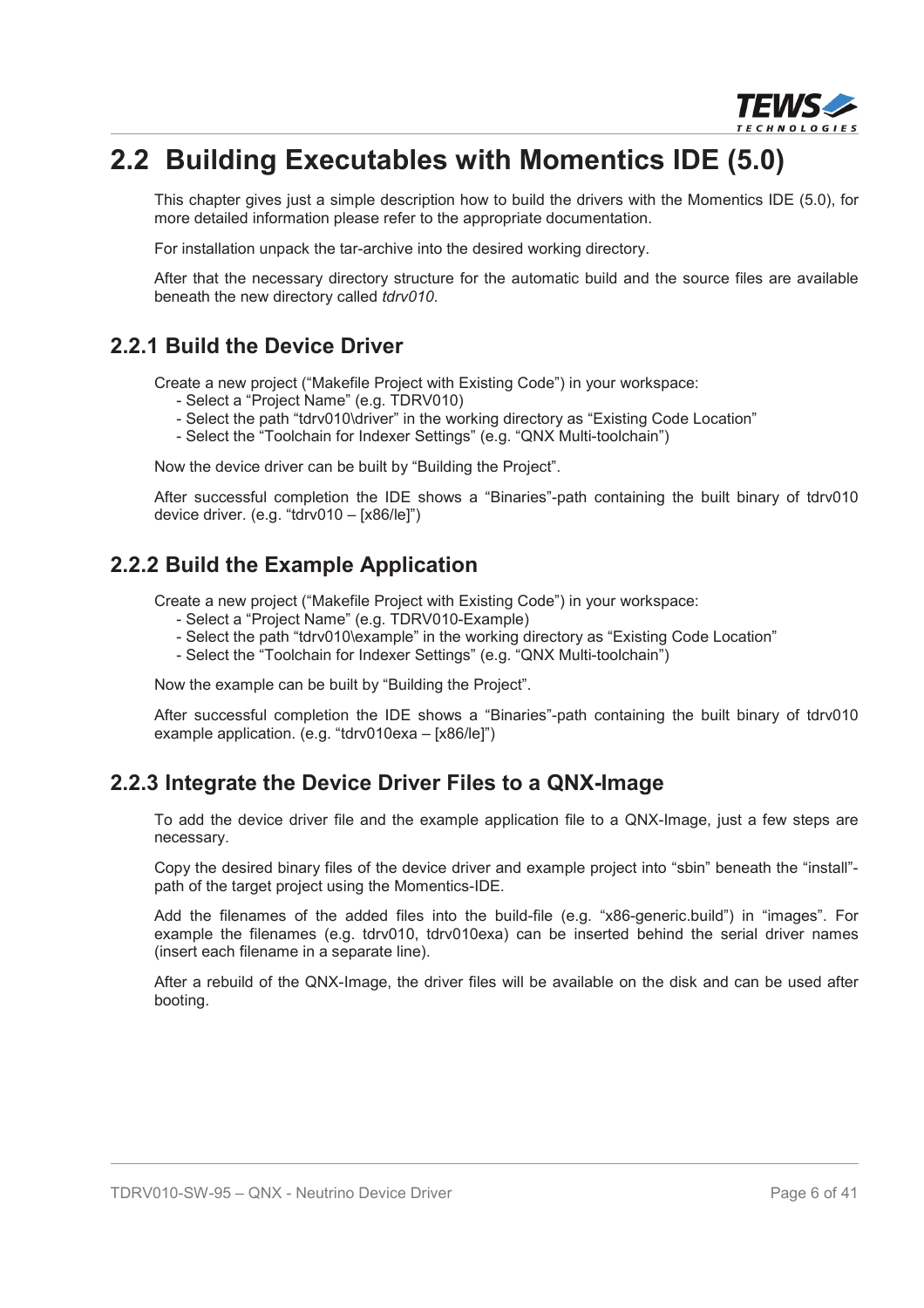# 2.2 Building Executables with Momentics IDE (5.0)

This chapter gives just a simple description how to build the drivers with the Momentics IDE (5.0), for more detailed information please refer to the appropriate documentation.

For installation unpack the tar-archive into the desired working directory.

After that the necessary directory structure for the automatic build and the source files are available beneath the new directory called *tdrv010*.

## 2.2.1 Build the Device Driver

Create a new project ("Makefile Project with Existing Code") in your workspace:
- Select a "Project Name" (e.g. TDRV010)
- Select the path "tdrv010\driver" in the working directory as "Existing Code Location"
- Select the "Toolchain for Indexer Settings" (e.g. "QNX Multi-toolchain")

Now the device driver can be built by "Building the Project".

After successful completion the IDE shows a "Binaries"-path containing the built binary of tdrv010 device driver. (e.g. "tdrv010 – [x86/le]")

## 2.2.2 Build the Example Application

Create a new project ("Makefile Project with Existing Code") in your workspace:
- Select a "Project Name" (e.g. TDRV010-Example)
- Select the path "tdrv010\example" in the working directory as "Existing Code Location"
- Select the "Toolchain for Indexer Settings" (e.g. "QNX Multi-toolchain")

Now the example can be built by "Building the Project".

After successful completion the IDE shows a "Binaries"-path containing the built binary of tdrv010 example application. (e.g. "tdrv010exa – [x86/le]")

## 2.2.3 Integrate the Device Driver Files to a QNX-Image

To add the device driver file and the example application file to a QNX-Image, just a few steps are necessary.

Copy the desired binary files of the device driver and example project into "sbin" beneath the "install"-path of the target project using the Momentics-IDE.

Add the filenames of the added files into the build-file (e.g. "x86-generic.build") in "images". For example the filenames (e.g. tdrv010, tdrv010exa) can be inserted behind the serial driver names (insert each filename in a separate line).

After a rebuild of the QNX-Image, the driver files will be available on the disk and can be used after booting.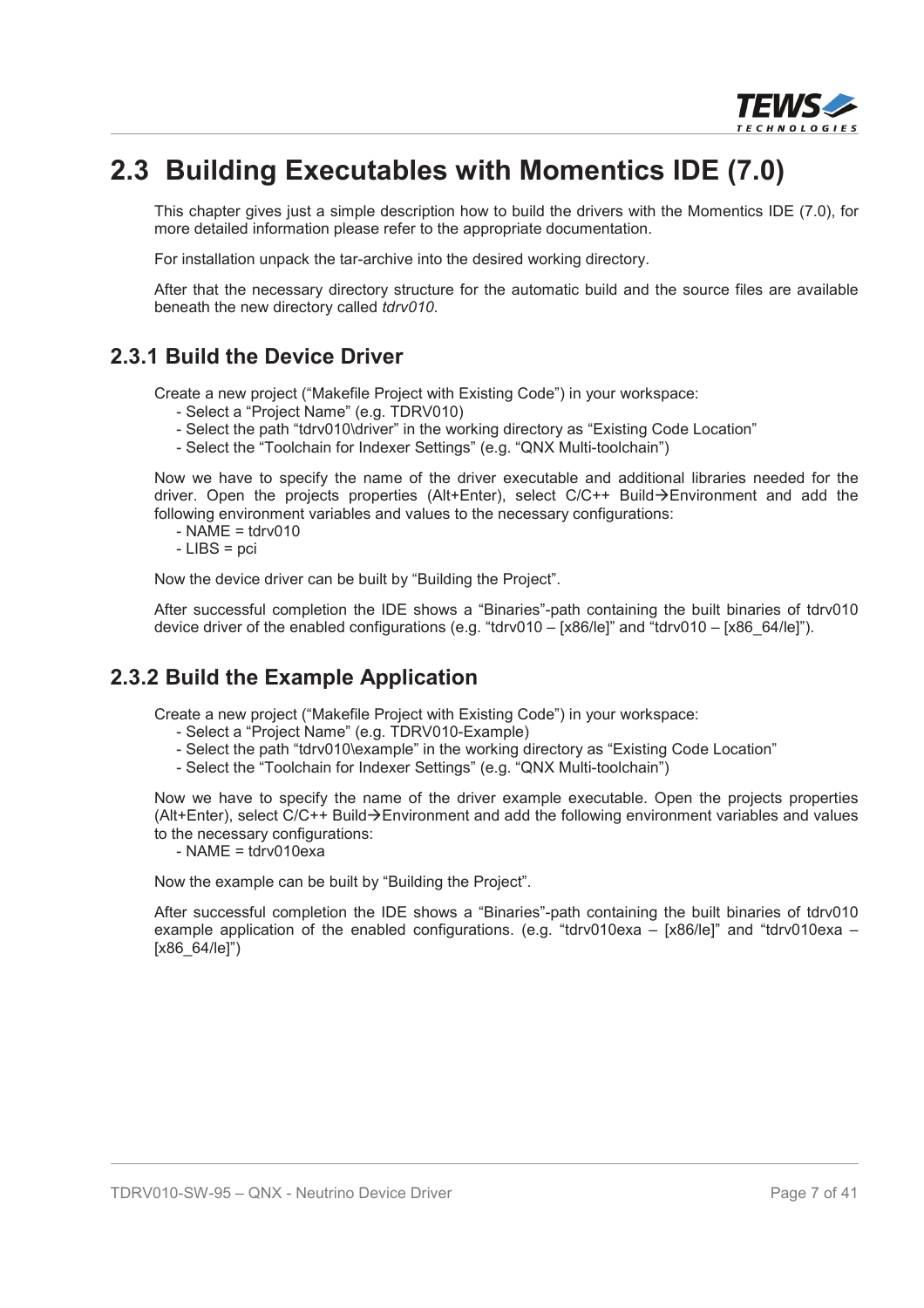# 2.3 Building Executables with Momentics IDE (7.0)

This chapter gives just a simple description how to build the drivers with the Momentics IDE (7.0), for more detailed information please refer to the appropriate documentation.

For installation unpack the tar-archive into the desired working directory.

After that the necessary directory structure for the automatic build and the source files are available beneath the new directory called *tdrv010*.

## 2.3.1 Build the Device Driver

Create a new project ("Makefile Project with Existing Code") in your workspace:
- Select a "Project Name" (e.g. TDRV010)
- Select the path "tdrv010\driver" in the working directory as "Existing Code Location"
- Select the "Toolchain for Indexer Settings" (e.g. "QNX Multi-toolchain")

Now we have to specify the name of the driver executable and additional libraries needed for the driver. Open the projects properties (Alt+Enter), select C/C++ Build→Environment and add the following environment variables and values to the necessary configurations:
- NAME = tdrv010
- LIBS = pci

Now the device driver can be built by "Building the Project".

After successful completion the IDE shows a "Binaries"-path containing the built binaries of tdrv010 device driver of the enabled configurations (e.g. "tdrv010 – [x86/le]" and "tdrv010 – [x86_64/le]").

## 2.3.2 Build the Example Application

Create a new project ("Makefile Project with Existing Code") in your workspace:
- Select a "Project Name" (e.g. TDRV010-Example)
- Select the path "tdrv010\example" in the working directory as "Existing Code Location"
- Select the "Toolchain for Indexer Settings" (e.g. "QNX Multi-toolchain")

Now we have to specify the name of the driver example executable. Open the projects properties (Alt+Enter), select C/C++ Build→Environment and add the following environment variables and values to the necessary configurations:
- NAME = tdrv010exa

Now the example can be built by "Building the Project".

After successful completion the IDE shows a "Binaries"-path containing the built binaries of tdrv010 example application of the enabled configurations. (e.g. "tdrv010exa – [x86/le]" and "tdrv010exa – [x86_64/le]")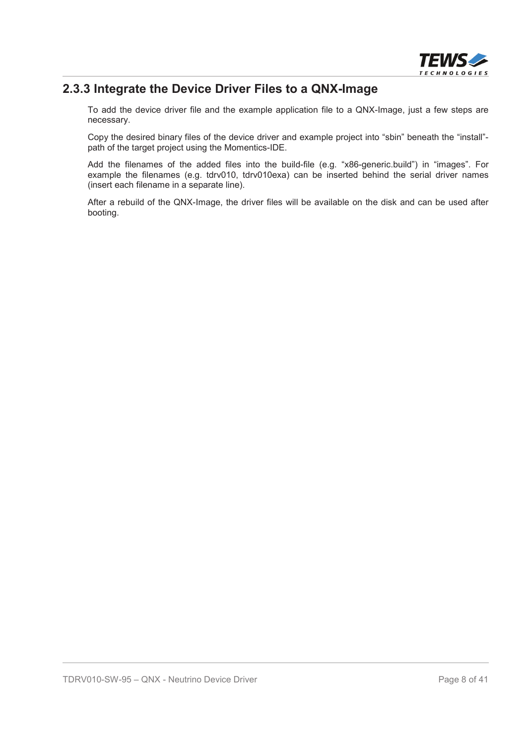### 2.3.3 Integrate the Device Driver Files to a QNX-Image

To add the device driver file and the example application file to a QNX-Image, just a few steps are necessary.

Copy the desired binary files of the device driver and example project into “sbin” beneath the “install”-path of the target project using the Momentics-IDE.

Add the filenames of the added files into the build-file (e.g. “x86-generic.build”) in “images”. For example the filenames (e.g. tdrv010, tdrv010exa) can be inserted behind the serial driver names (insert each filename in a separate line).

After a rebuild of the QNX-Image, the driver files will be available on the disk and can be used after booting.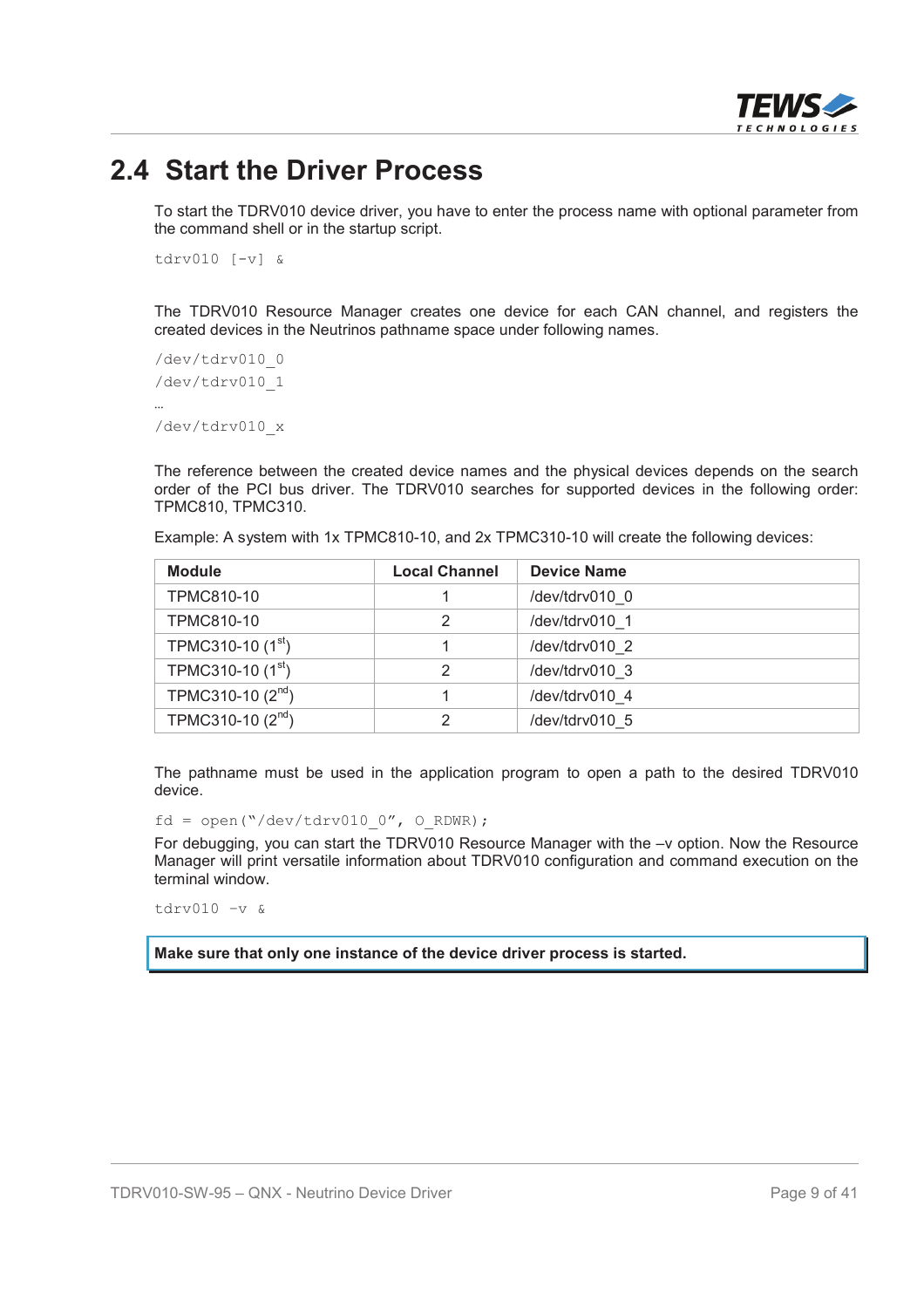## 2.4 Start the Driver Process

To start the TDRV010 device driver, you have to enter the process name with optional parameter from the command shell or in the startup script.

```
tdrv010 [-v] &
```

The TDRV010 Resource Manager creates one device for each CAN channel, and registers the created devices in the Neutrinos pathname space under following names.

```
/dev/tdrv010_0
/dev/tdrv010_1
…
/dev/tdrv010_x
```

The reference between the created device names and the physical devices depends on the search order of the PCI bus driver. The TDRV010 searches for supported devices in the following order: TPMC810, TPMC310.

Example: A system with 1x TPMC810-10, and 2x TPMC310-10 will create the following devices:

| Module | Local Channel | Device Name |
|---|---|---|
| TPMC810-10 | 1 | /dev/tdrv010_0 |
| TPMC810-10 | 2 | /dev/tdrv010_1 |
| TPMC310-10 (1st) | 1 | /dev/tdrv010_2 |
| TPMC310-10 (1st) | 2 | /dev/tdrv010_3 |
| TPMC310-10 (2nd) | 1 | /dev/tdrv010_4 |
| TPMC310-10 (2nd) | 2 | /dev/tdrv010_5 |

The pathname must be used in the application program to open a path to the desired TDRV010 device.

```
fd = open("/dev/tdrv010_0", O_RDWR);
```

For debugging, you can start the TDRV010 Resource Manager with the –v option. Now the Resource Manager will print versatile information about TDRV010 configuration and command execution on the terminal window.

```
tdrv010 –v &
```

**Make sure that only one instance of the device driver process is started.**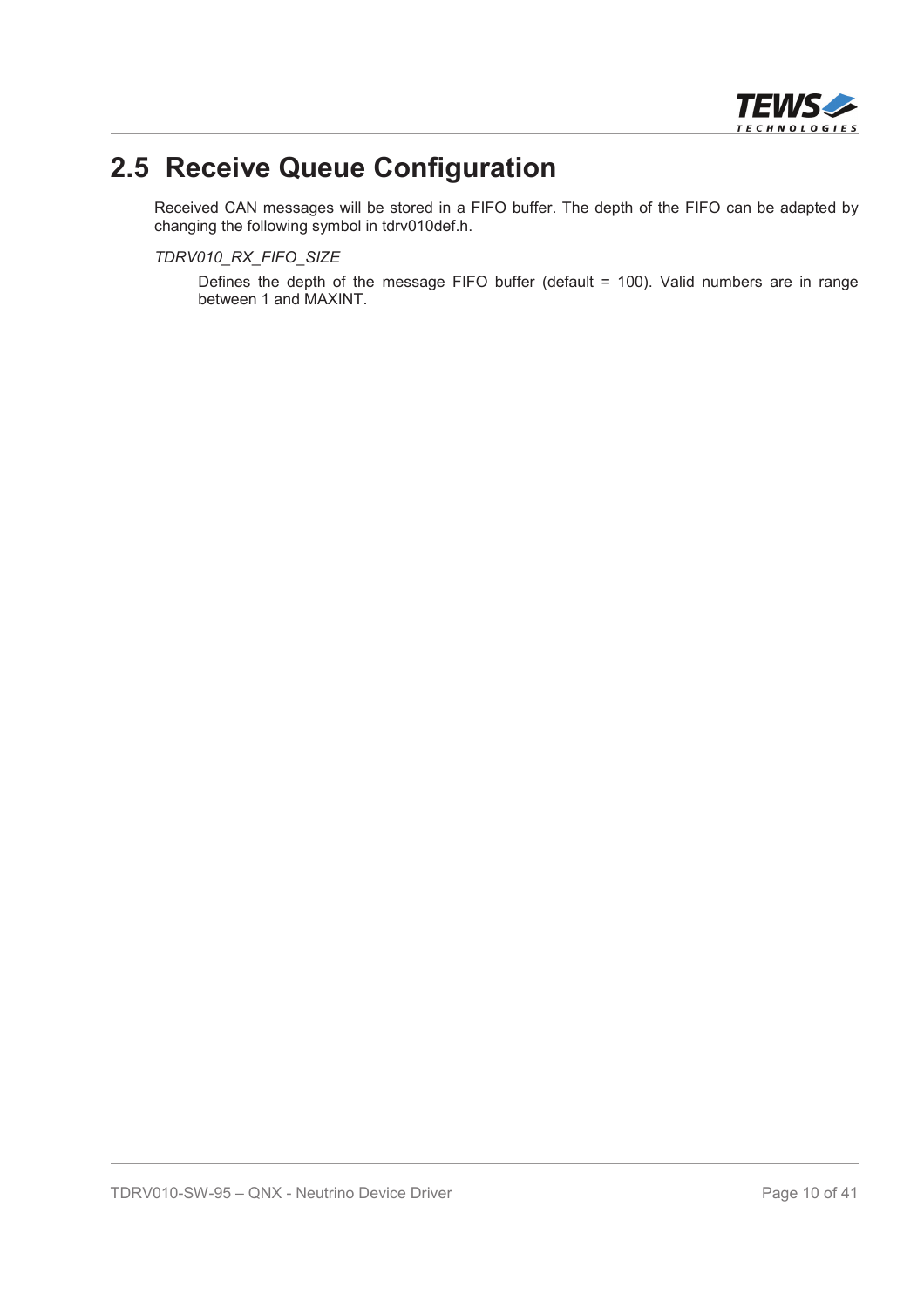## 2.5 Receive Queue Configuration

Received CAN messages will be stored in a FIFO buffer. The depth of the FIFO can be adapted by changing the following symbol in tdrv010def.h.

*TDRV010_RX_FIFO_SIZE*

Defines the depth of the message FIFO buffer (default = 100). Valid numbers are in range between 1 and MAXINT.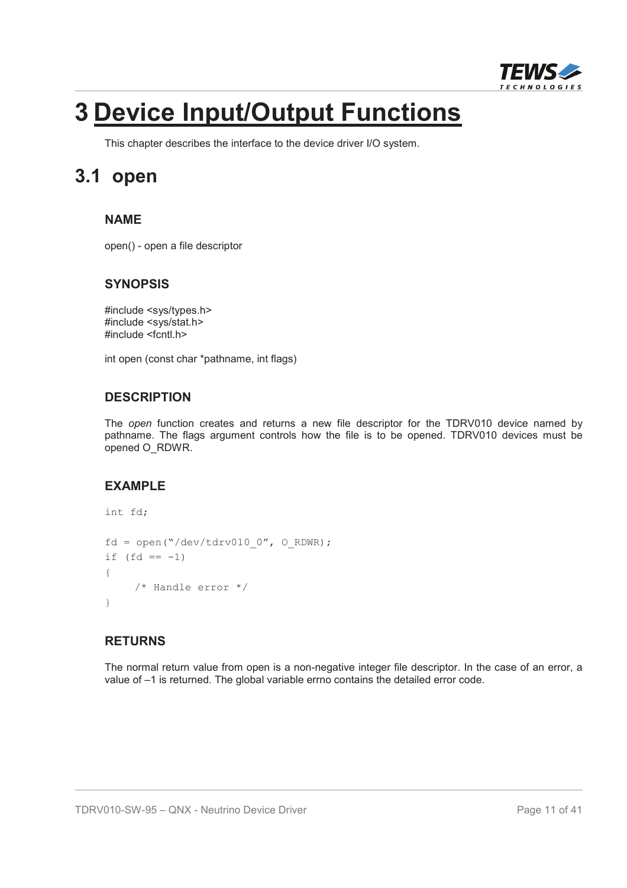# 3 Device Input/Output Functions

This chapter describes the interface to the device driver I/O system.

## 3.1 open

### NAME

open() - open a file descriptor

### SYNOPSIS

#include <sys/types.h>
#include <sys/stat.h>
#include <fcntl.h>

int open (const char *pathname, int flags)

### DESCRIPTION

The *open* function creates and returns a new file descriptor for the TDRV010 device named by pathname. The flags argument controls how the file is to be opened. TDRV010 devices must be opened O_RDWR.

### EXAMPLE

```
int fd;

fd = open("/dev/tdrv010_0", O_RDWR);
if (fd == -1)
{
    /* Handle error */
}
```

### RETURNS

The normal return value from open is a non-negative integer file descriptor. In the case of an error, a value of –1 is returned. The global variable errno contains the detailed error code.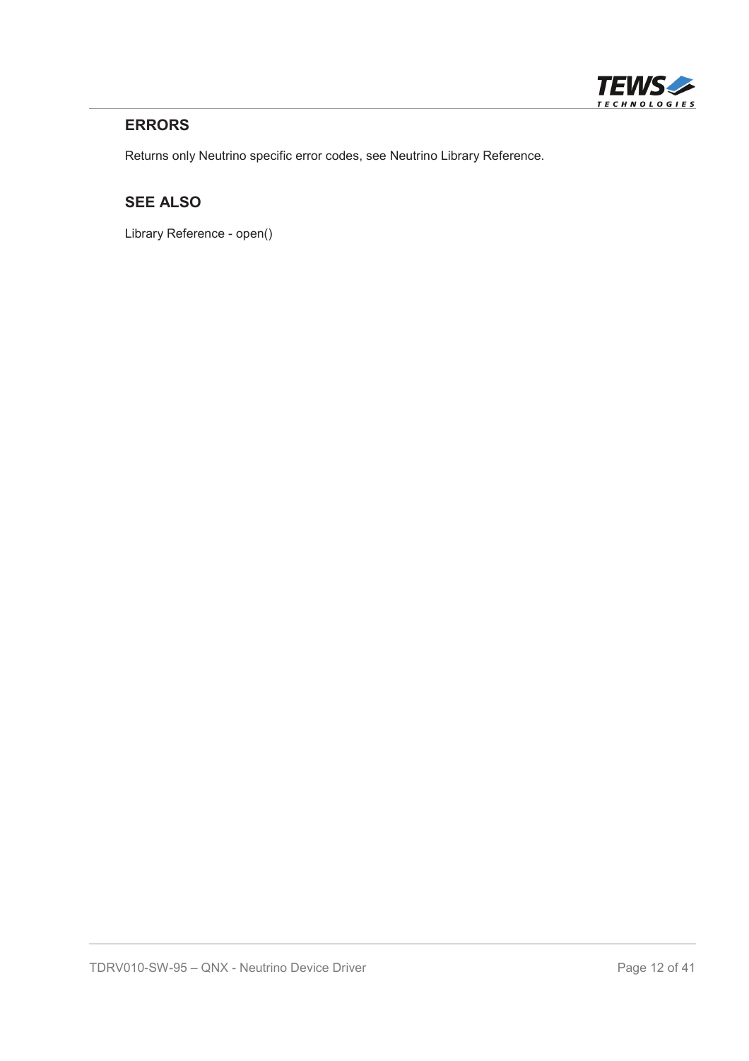#### ERRORS

Returns only Neutrino specific error codes, see Neutrino Library Reference.

#### SEE ALSO

Library Reference - open()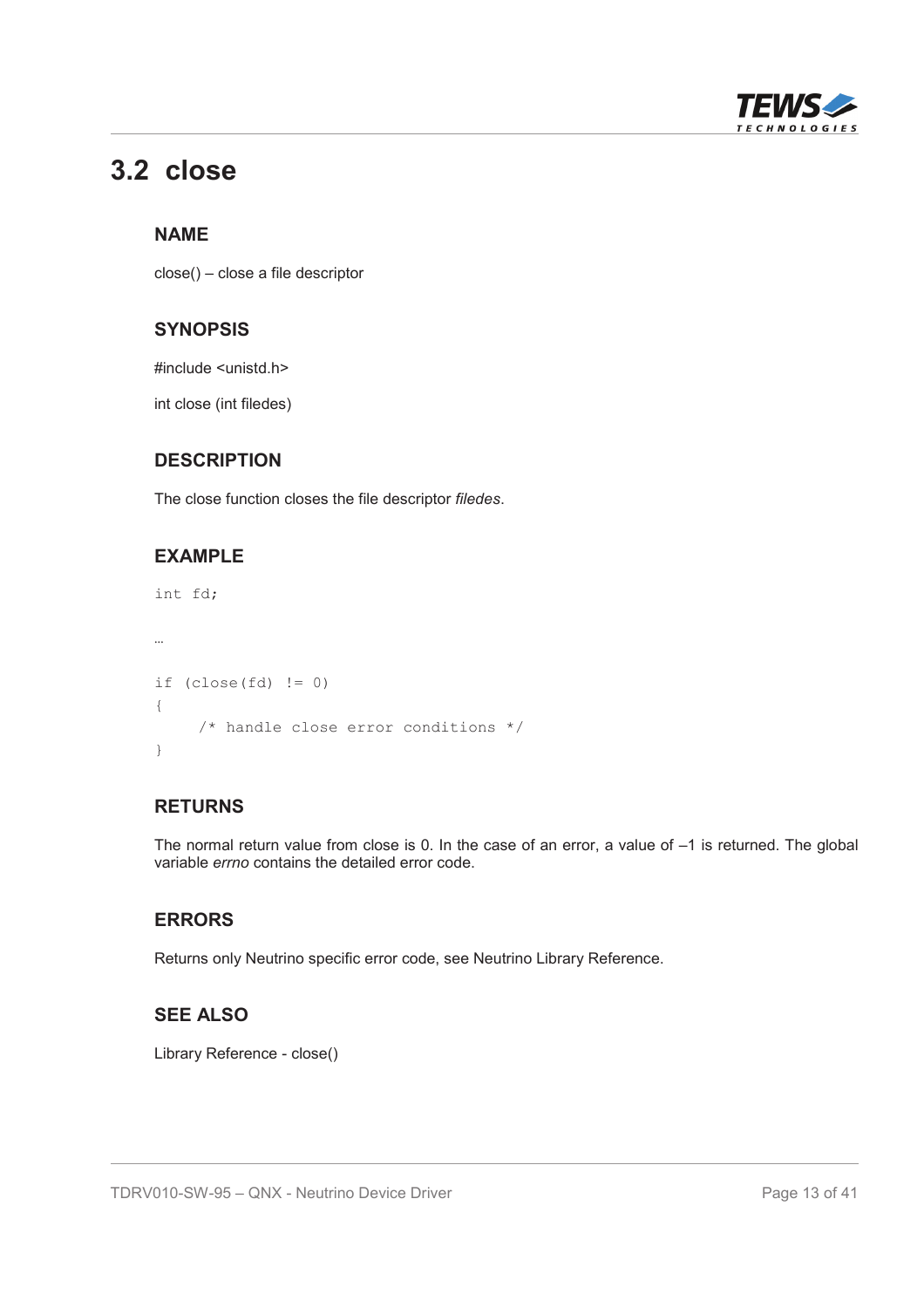## 3.2 close

### NAME

close() – close a file descriptor

### SYNOPSIS

#include <unistd.h>

int close (int filedes)

### DESCRIPTION

The close function closes the file descriptor *filedes*.

### EXAMPLE

```
int fd;

…

if (close(fd) != 0)
{
    /* handle close error conditions */
}
```

### RETURNS

The normal return value from close is 0. In the case of an error, a value of –1 is returned. The global variable *errno* contains the detailed error code.

### ERRORS

Returns only Neutrino specific error code, see Neutrino Library Reference.

### SEE ALSO

Library Reference - close()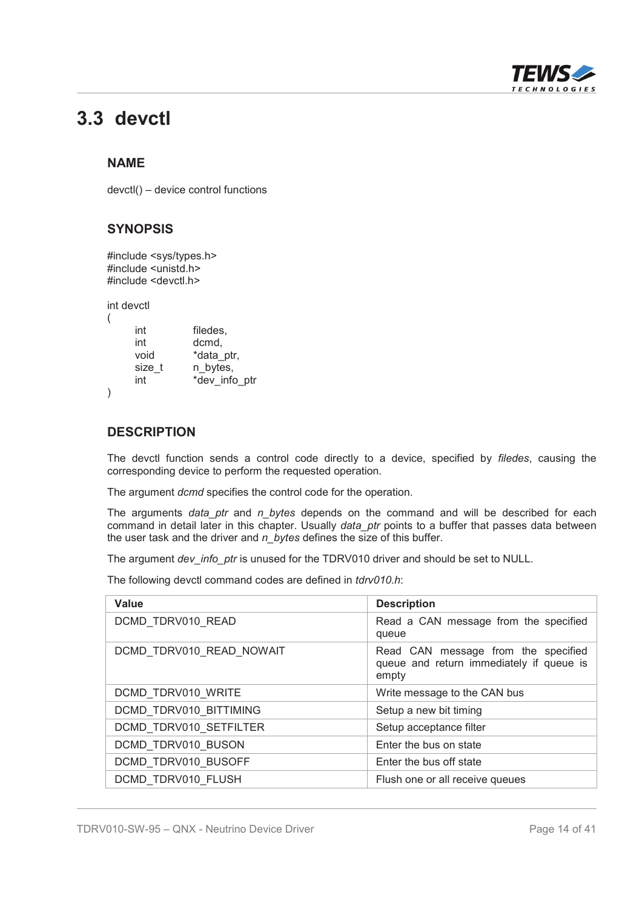## 3.3 devctl

### NAME

devctl() – device control functions

### SYNOPSIS

```
#include <sys/types.h>
#include <unistd.h>
#include <devctl.h>

int devctl
(
    int         filedes,
    int         dcmd,
    void        *data_ptr,
    size_t      n_bytes,
    int         *dev_info_ptr
)
```

### DESCRIPTION

The devctl function sends a control code directly to a device, specified by *filedes*, causing the corresponding device to perform the requested operation.

The argument *dcmd* specifies the control code for the operation.

The arguments *data_ptr* and *n_bytes* depends on the command and will be described for each command in detail later in this chapter. Usually *data_ptr* points to a buffer that passes data between the user task and the driver and *n_bytes* defines the size of this buffer.

The argument *dev_info_ptr* is unused for the TDRV010 driver and should be set to NULL.

The following devctl command codes are defined in *tdrv010.h*:

| Value | Description |
|---|---|
| DCMD_TDRV010_READ | Read a CAN message from the specified queue |
| DCMD_TDRV010_READ_NOWAIT | Read CAN message from the specified queue and return immediately if queue is empty |
| DCMD_TDRV010_WRITE | Write message to the CAN bus |
| DCMD_TDRV010_BITTIMING | Setup a new bit timing |
| DCMD_TDRV010_SETFILTER | Setup acceptance filter |
| DCMD_TDRV010_BUSON | Enter the bus on state |
| DCMD_TDRV010_BUSOFF | Enter the bus off state |
| DCMD_TDRV010_FLUSH | Flush one or all receive queues |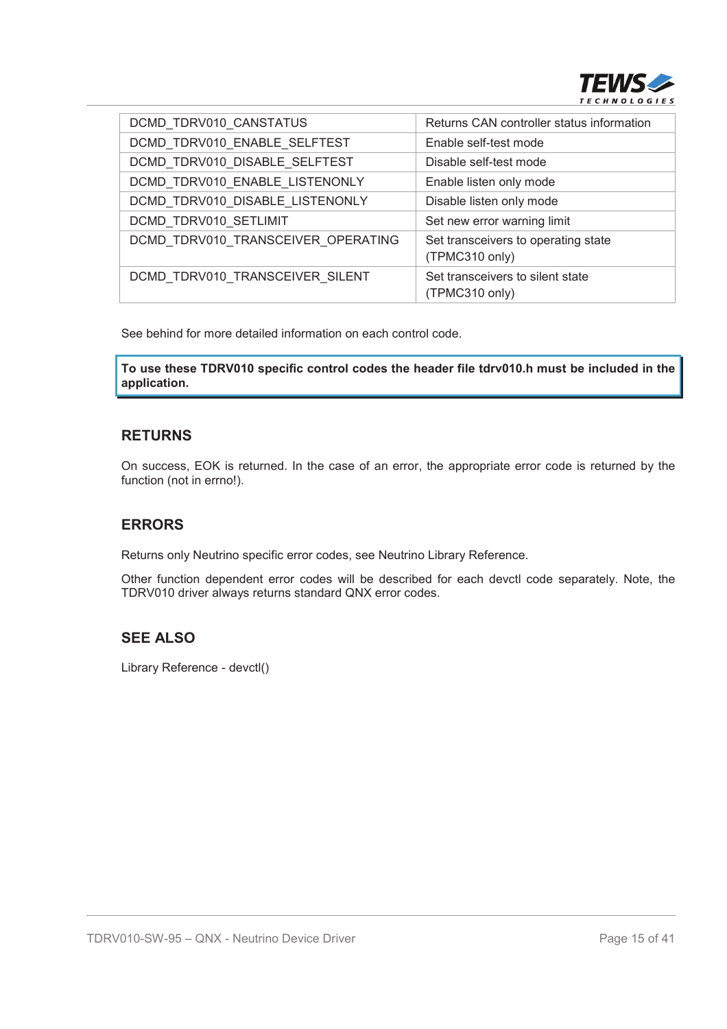| | |
|---|---|
| DCMD_TDRV010_CANSTATUS | Returns CAN controller status information |
| DCMD_TDRV010_ENABLE_SELFTEST | Enable self-test mode |
| DCMD_TDRV010_DISABLE_SELFTEST | Disable self-test mode |
| DCMD_TDRV010_ENABLE_LISTENONLY | Enable listen only mode |
| DCMD_TDRV010_DISABLE_LISTENONLY | Disable listen only mode |
| DCMD_TDRV010_SETLIMIT | Set new error warning limit |
| DCMD_TDRV010_TRANSCEIVER_OPERATING | Set transceivers to operating state (TPMC310 only) |
| DCMD_TDRV010_TRANSCEIVER_SILENT | Set transceivers to silent state (TPMC310 only) |

See behind for more detailed information on each control code.

**To use these TDRV010 specific control codes the header file tdrv010.h must be included in the application.**

## RETURNS

On success, EOK is returned. In the case of an error, the appropriate error code is returned by the function (not in errno!).

## ERRORS

Returns only Neutrino specific error codes, see Neutrino Library Reference.

Other function dependent error codes will be described for each devctl code separately. Note, the TDRV010 driver always returns standard QNX error codes.

## SEE ALSO

Library Reference - devctl()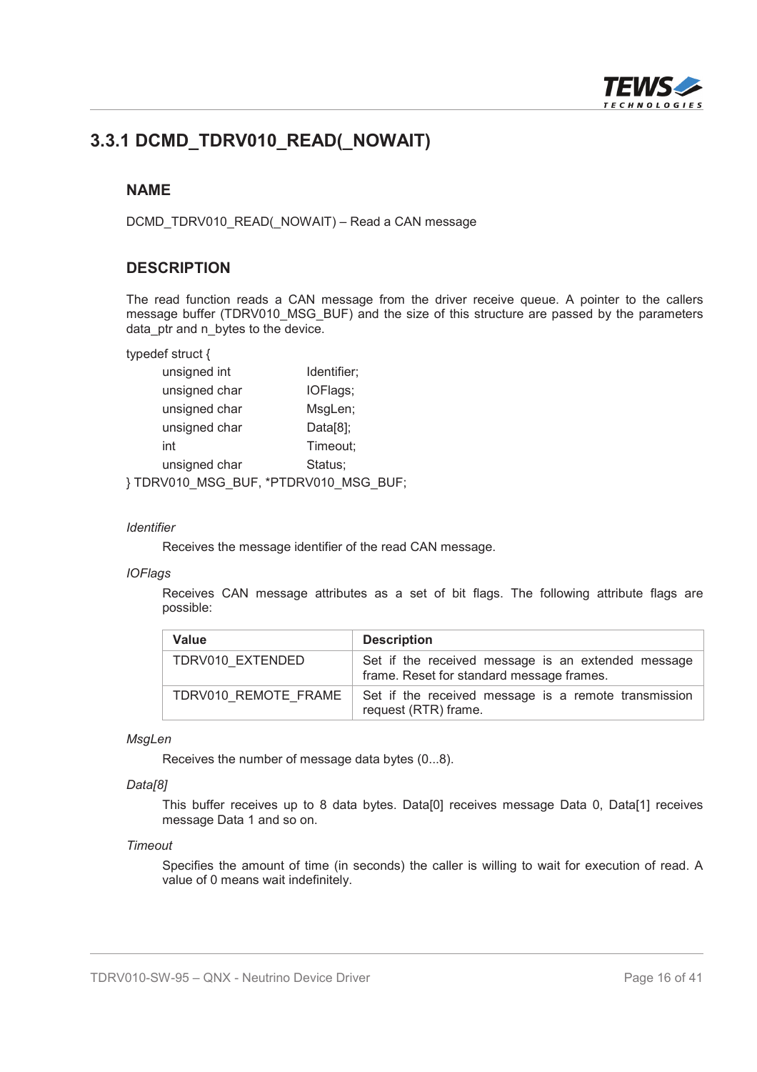## 3.3.1 DCMD_TDRV010_READ(_NOWAIT)

### NAME

DCMD_TDRV010_READ(_NOWAIT) – Read a CAN message

### DESCRIPTION

The read function reads a CAN message from the driver receive queue. A pointer to the callers message buffer (TDRV010_MSG_BUF) and the size of this structure are passed by the parameters data_ptr and n_bytes to the device.

```
typedef struct {
        unsigned int        Identifier;
        unsigned char       IOFlags;
        unsigned char       MsgLen;
        unsigned char       Data[8];
        int                 Timeout;
        unsigned char       Status;
} TDRV010_MSG_BUF, *PTDRV010_MSG_BUF;
```

*Identifier*

Receives the message identifier of the read CAN message.

*IOFlags*

Receives CAN message attributes as a set of bit flags. The following attribute flags are possible:

| Value | Description |
|---|---|
| TDRV010_EXTENDED | Set if the received message is an extended message frame. Reset for standard message frames. |
| TDRV010_REMOTE_FRAME | Set if the received message is a remote transmission request (RTR) frame. |

*MsgLen*

Receives the number of message data bytes (0...8).

*Data[8]*

This buffer receives up to 8 data bytes. Data[0] receives message Data 0, Data[1] receives message Data 1 and so on.

*Timeout*

Specifies the amount of time (in seconds) the caller is willing to wait for execution of read. A value of 0 means wait indefinitely.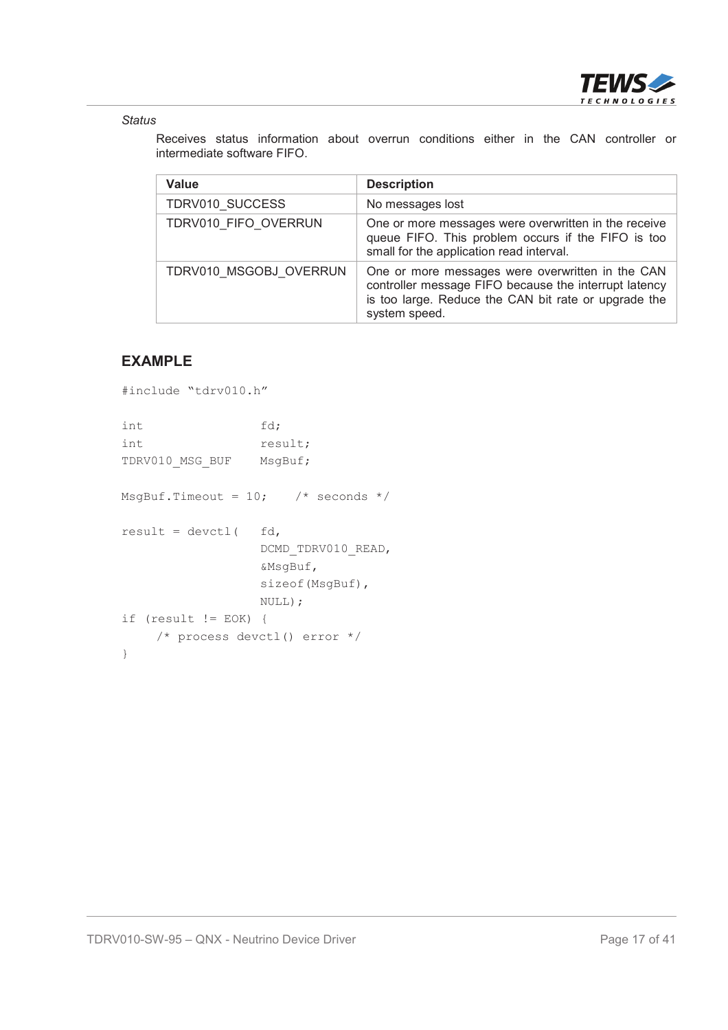*Status*

Receives status information about overrun conditions either in the CAN controller or intermediate software FIFO.

| Value | Description |
|---|---|
| TDRV010_SUCCESS | No messages lost |
| TDRV010_FIFO_OVERRUN | One or more messages were overwritten in the receive queue FIFO. This problem occurs if the FIFO is too small for the application read interval. |
| TDRV010_MSGOBJ_OVERRUN | One or more messages were overwritten in the CAN controller message FIFO because the interrupt latency is too large. Reduce the CAN bit rate or upgrade the system speed. |

## EXAMPLE

```
#include "tdrv010.h"

int                 fd;
int                 result;
TDRV010_MSG_BUF     MsgBuf;

MsgBuf.Timeout = 10;    /* seconds */

result = devctl(    fd,
                    DCMD_TDRV010_READ,
                    &MsgBuf,
                    sizeof(MsgBuf),
                    NULL);
if (result != EOK) {
     /* process devctl() error */
}
```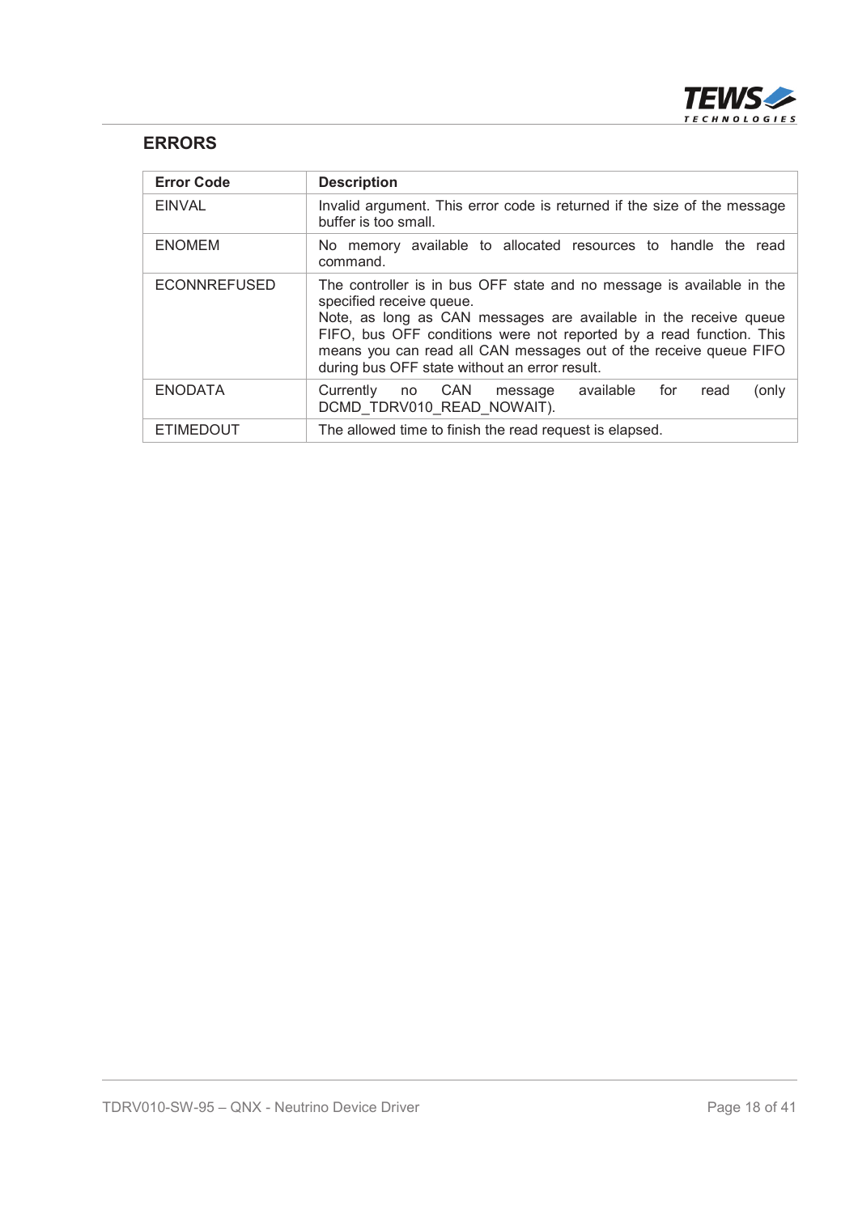### ERRORS

| Error Code | Description |
|---|---|
| EINVAL | Invalid argument. This error code is returned if the size of the message buffer is too small. |
| ENOMEM | No memory available to allocated resources to handle the read command. |
| ECONNREFUSED | The controller is in bus OFF state and no message is available in the specified receive queue.<br>Note, as long as CAN messages are available in the receive queue FIFO, bus OFF conditions were not reported by a read function. This means you can read all CAN messages out of the receive queue FIFO during bus OFF state without an error result. |
| ENODATA | Currently no CAN message available for read (only DCMD_TDRV010_READ_NOWAIT). |
| ETIMEDOUT | The allowed time to finish the read request is elapsed. |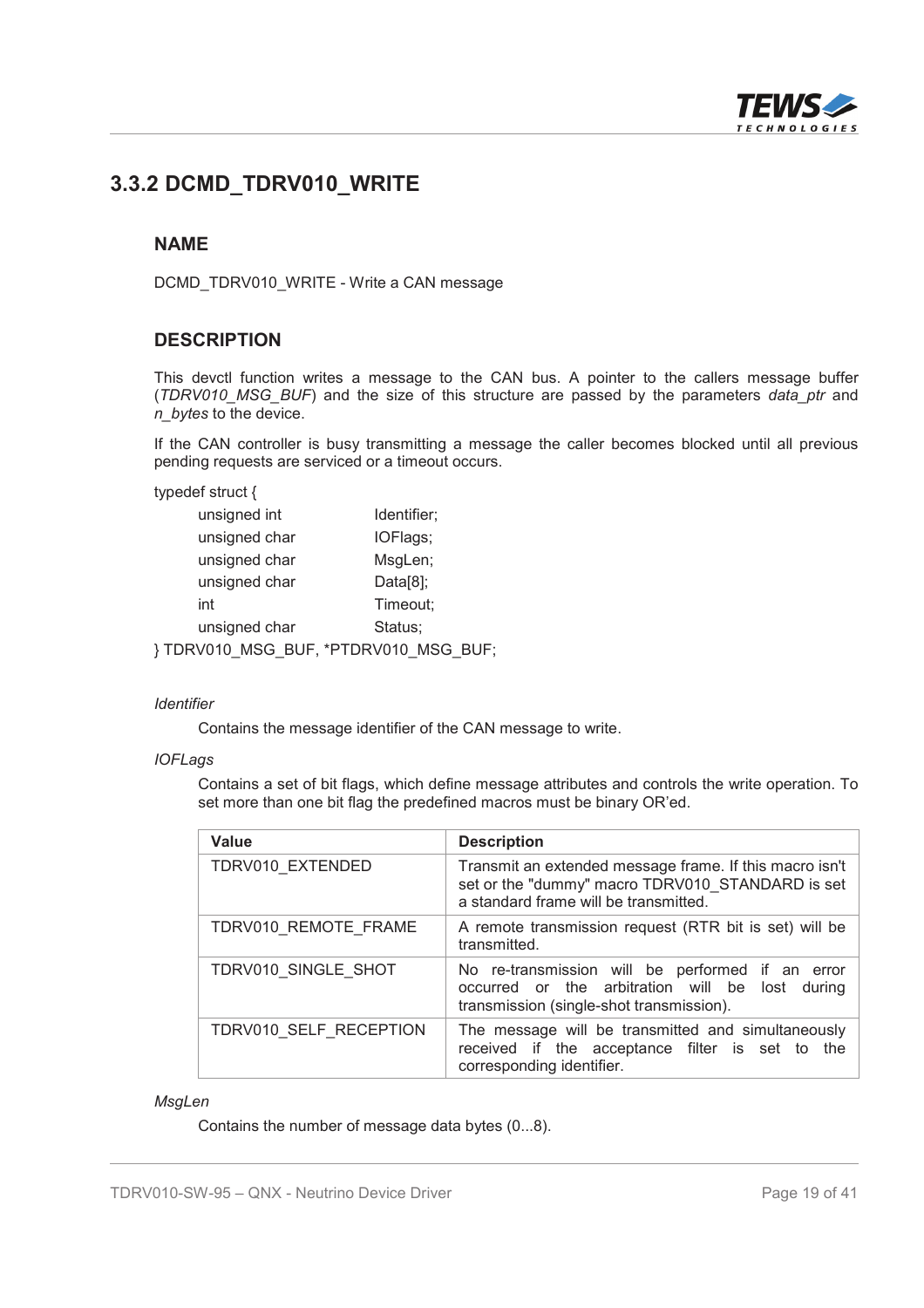## 3.3.2 DCMD_TDRV010_WRITE

### NAME

DCMD_TDRV010_WRITE - Write a CAN message

### DESCRIPTION

This devctl function writes a message to the CAN bus. A pointer to the callers message buffer (*TDRV010_MSG_BUF*) and the size of this structure are passed by the parameters *data_ptr* and *n_bytes* to the device.

If the CAN controller is busy transmitting a message the caller becomes blocked until all previous pending requests are serviced or a timeout occurs.

```
typedef struct {
    unsigned int        Identifier;
    unsigned char       IOFlags;
    unsigned char       MsgLen;
    unsigned char       Data[8];
    int                 Timeout;
    unsigned char       Status;
} TDRV010_MSG_BUF, *PTDRV010_MSG_BUF;
```

*Identifier*

Contains the message identifier of the CAN message to write.

*IOFLags*

Contains a set of bit flags, which define message attributes and controls the write operation. To set more than one bit flag the predefined macros must be binary OR'ed.

| Value | Description |
|---|---|
| TDRV010_EXTENDED | Transmit an extended message frame. If this macro isn't set or the "dummy" macro TDRV010_STANDARD is set a standard frame will be transmitted. |
| TDRV010_REMOTE_FRAME | A remote transmission request (RTR bit is set) will be transmitted. |
| TDRV010_SINGLE_SHOT | No re-transmission will be performed if an error occurred or the arbitration will be lost during transmission (single-shot transmission). |
| TDRV010_SELF_RECEPTION | The message will be transmitted and simultaneously received if the acceptance filter is set to the corresponding identifier. |

*MsgLen*

Contains the number of message data bytes (0...8).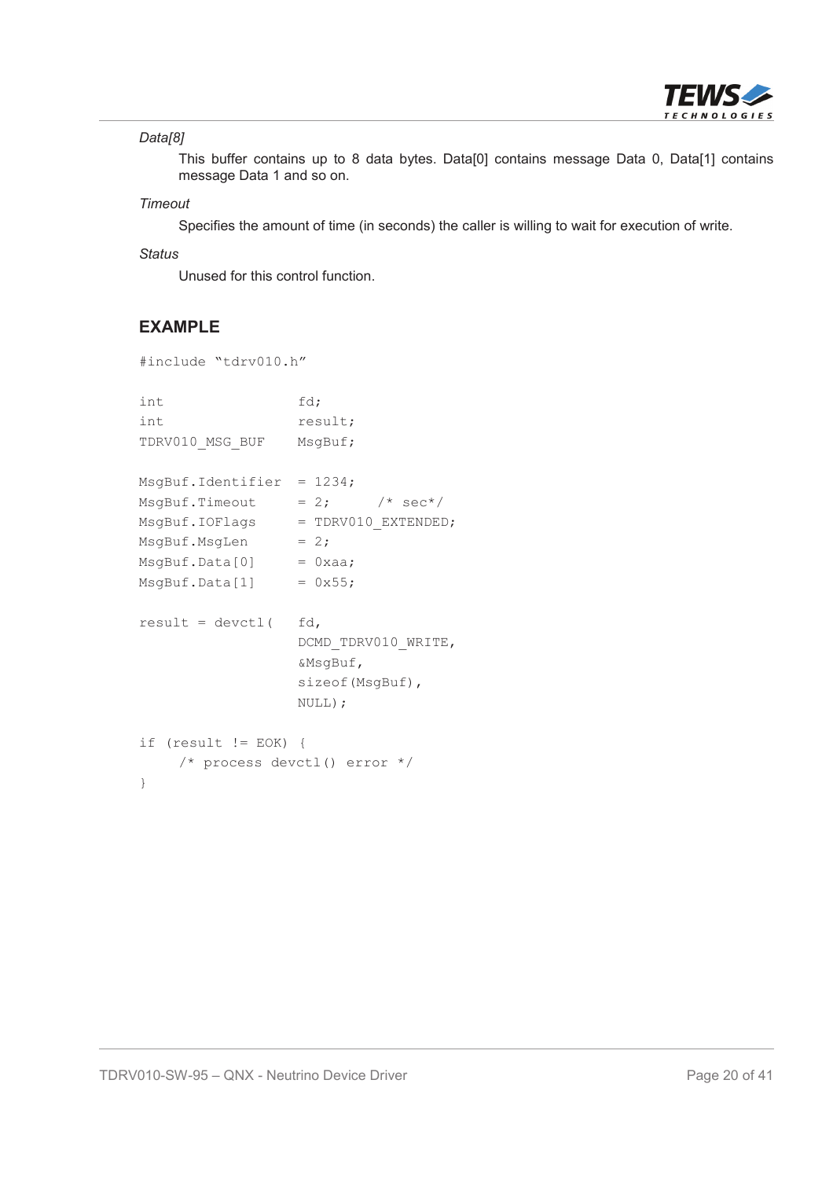*Data[8]*

This buffer contains up to 8 data bytes. Data[0] contains message Data 0, Data[1] contains message Data 1 and so on.

*Timeout*

Specifies the amount of time (in seconds) the caller is willing to wait for execution of write.

*Status*

Unused for this control function.

## EXAMPLE

```
#include "tdrv010.h"

int                 fd;
int                 result;
TDRV010_MSG_BUF     MsgBuf;

MsgBuf.Identifier  = 1234;
MsgBuf.Timeout     = 2;      /* sec*/
MsgBuf.IOFlags     = TDRV010_EXTENDED;
MsgBuf.MsgLen      = 2;
MsgBuf.Data[0]     = 0xaa;
MsgBuf.Data[1]     = 0x55;

result = devctl(    fd,
                    DCMD_TDRV010_WRITE,
                    &MsgBuf,
                    sizeof(MsgBuf),
                    NULL);

if (result != EOK) {
     /* process devctl() error */
}
```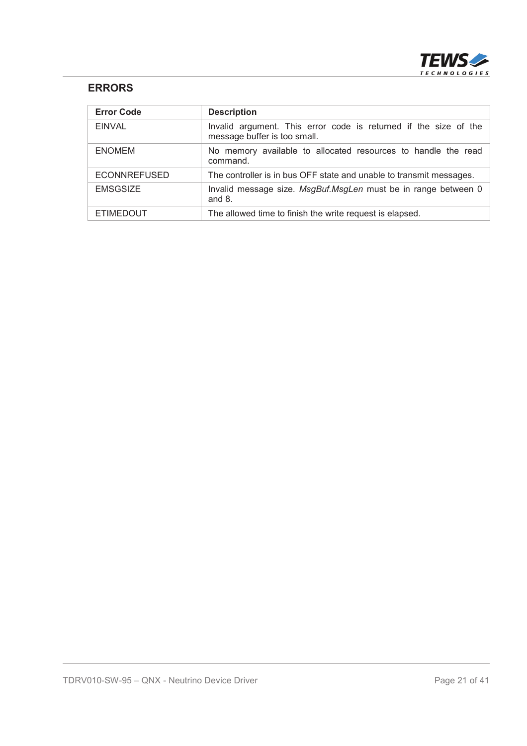### ERRORS

| Error Code | Description |
|---|---|
| EINVAL | Invalid argument. This error code is returned if the size of the message buffer is too small. |
| ENOMEM | No memory available to allocated resources to handle the read command. |
| ECONNREFUSED | The controller is in bus OFF state and unable to transmit messages. |
| EMSGSIZE | Invalid message size. *MsgBuf.MsgLen* must be in range between 0 and 8. |
| ETIMEDOUT | The allowed time to finish the write request is elapsed. |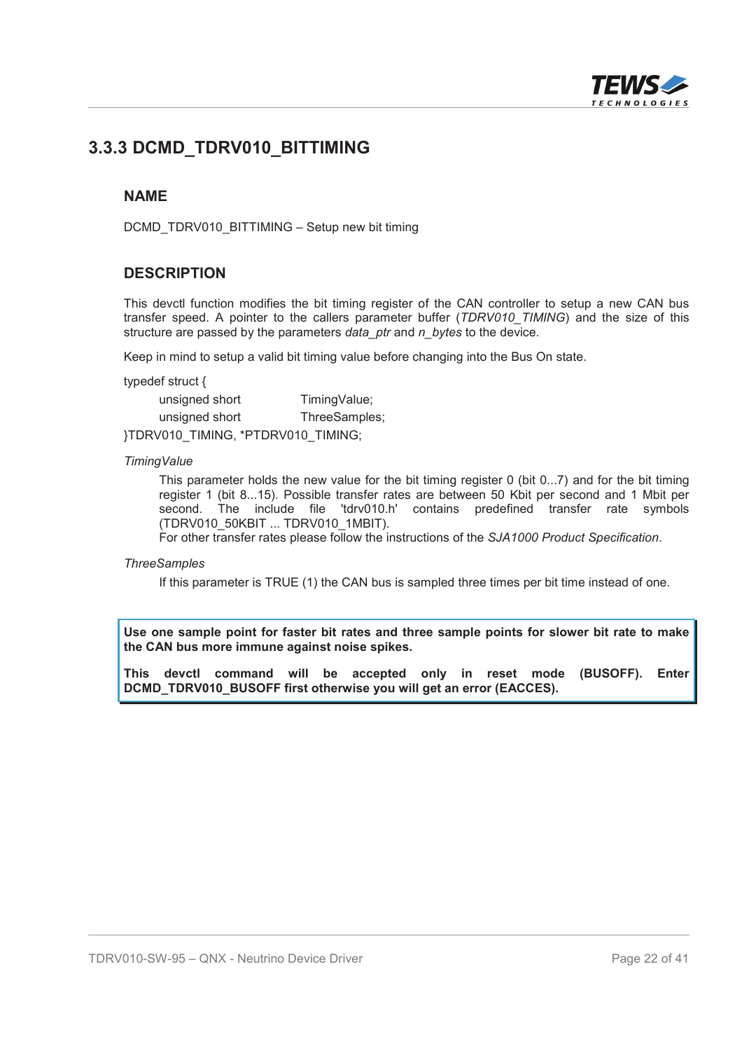## 3.3.3 DCMD_TDRV010_BITTIMING

### NAME

DCMD_TDRV010_BITTIMING – Setup new bit timing

### DESCRIPTION

This devctl function modifies the bit timing register of the CAN controller to setup a new CAN bus transfer speed. A pointer to the callers parameter buffer (*TDRV010_TIMING*) and the size of this structure are passed by the parameters *data_ptr* and *n_bytes* to the device.

Keep in mind to setup a valid bit timing value before changing into the Bus On state.

```
typedef struct {
        unsigned short          TimingValue;
        unsigned short          ThreeSamples;
}TDRV010_TIMING, *PTDRV010_TIMING;
```

*TimingValue*

This parameter holds the new value for the bit timing register 0 (bit 0...7) and for the bit timing register 1 (bit 8...15). Possible transfer rates are between 50 Kbit per second and 1 Mbit per second. The include file 'tdrv010.h' contains predefined transfer rate symbols (TDRV010_50KBIT ... TDRV010_1MBIT).
For other transfer rates please follow the instructions of the *SJA1000 Product Specification*.

*ThreeSamples*

If this parameter is TRUE (1) the CAN bus is sampled three times per bit time instead of one.

**Use one sample point for faster bit rates and three sample points for slower bit rate to make the CAN bus more immune against noise spikes.**

**This devctl command will be accepted only in reset mode (BUSOFF). Enter DCMD_TDRV010_BUSOFF first otherwise you will get an error (EACCES).**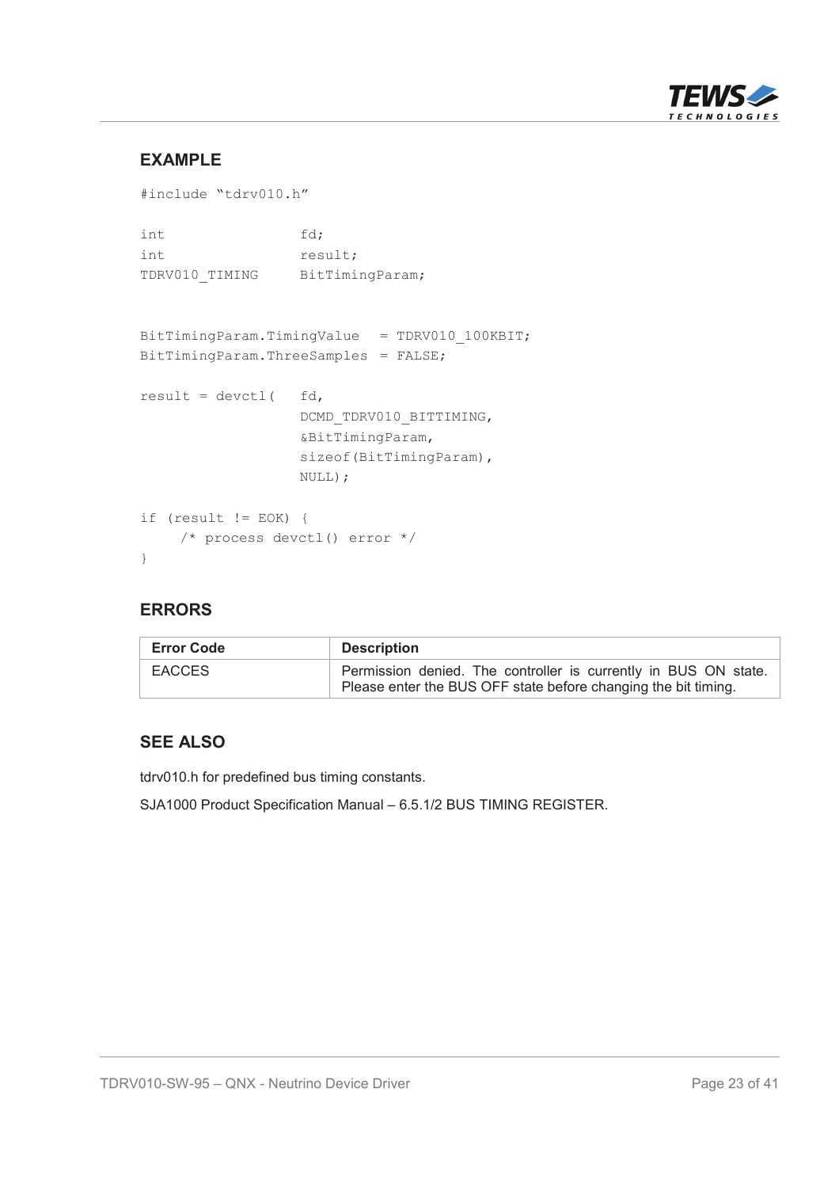## EXAMPLE

```
#include "tdrv010.h"

int                 fd;
int                 result;
TDRV010_TIMING      BitTimingParam;


BitTimingParam.TimingValue   = TDRV010_100KBIT;
BitTimingParam.ThreeSamples  = FALSE;

result = devctl(    fd,
                    DCMD_TDRV010_BITTIMING,
                    &BitTimingParam,
                    sizeof(BitTimingParam),
                    NULL);

if (result != EOK) {
     /* process devctl() error */
}
```

## ERRORS

| Error Code | Description |
|---|---|
| EACCES | Permission denied. The controller is currently in BUS ON state. Please enter the BUS OFF state before changing the bit timing. |

## SEE ALSO

tdrv010.h for predefined bus timing constants.

SJA1000 Product Specification Manual – 6.5.1/2 BUS TIMING REGISTER.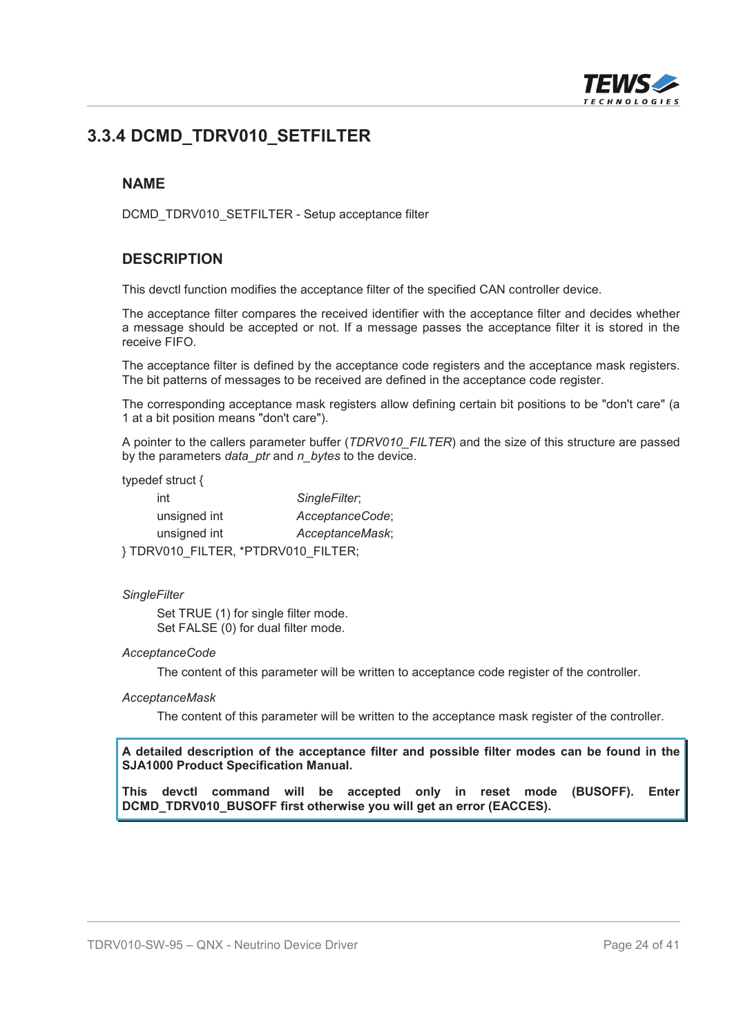## 3.3.4 DCMD_TDRV010_SETFILTER

### NAME

DCMD_TDRV010_SETFILTER - Setup acceptance filter

### DESCRIPTION

This devctl function modifies the acceptance filter of the specified CAN controller device.

The acceptance filter compares the received identifier with the acceptance filter and decides whether a message should be accepted or not. If a message passes the acceptance filter it is stored in the receive FIFO.

The acceptance filter is defined by the acceptance code registers and the acceptance mask registers. The bit patterns of messages to be received are defined in the acceptance code register.

The corresponding acceptance mask registers allow defining certain bit positions to be "don't care" (a 1 at a bit position means "don't care").

A pointer to the callers parameter buffer (*TDRV010_FILTER*) and the size of this structure are passed by the parameters *data_ptr* and *n_bytes* to the device.

```
typedef struct {
    int             SingleFilter;
    unsigned int    AcceptanceCode;
    unsigned int    AcceptanceMask;
} TDRV010_FILTER, *PTDRV010_FILTER;
```

*SingleFilter*

Set TRUE (1) for single filter mode.
Set FALSE (0) for dual filter mode.

*AcceptanceCode*

The content of this parameter will be written to acceptance code register of the controller.

*AcceptanceMask*

The content of this parameter will be written to the acceptance mask register of the controller.

**A detailed description of the acceptance filter and possible filter modes can be found in the SJA1000 Product Specification Manual.**

**This devctl command will be accepted only in reset mode (BUSOFF). Enter DCMD_TDRV010_BUSOFF first otherwise you will get an error (EACCES).**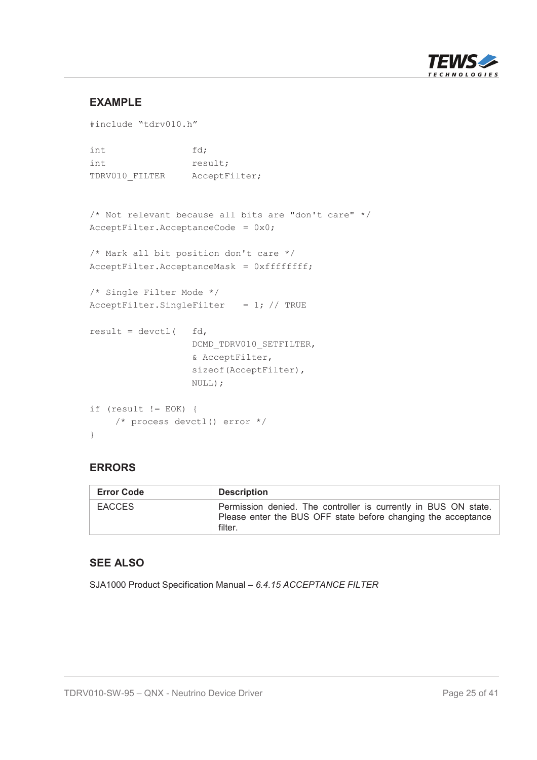## EXAMPLE

```
#include "tdrv010.h"

int                 fd;
int                 result;
TDRV010_FILTER      AcceptFilter;


/* Not relevant because all bits are "don't care" */
AcceptFilter.AcceptanceCode  = 0x0;

/* Mark all bit position don't care */
AcceptFilter.AcceptanceMask  = 0xffffffff;

/* Single Filter Mode */
AcceptFilter.SingleFilter    = 1; // TRUE

result = devctl(    fd,
                    DCMD_TDRV010_SETFILTER,
                    & AcceptFilter,
                    sizeof(AcceptFilter),
                    NULL);

if (result != EOK) {
     /* process devctl() error */
}
```

## ERRORS

| Error Code | Description |
|---|---|
| EACCES | Permission denied. The controller is currently in BUS ON state. Please enter the BUS OFF state before changing the acceptance filter. |

## SEE ALSO

SJA1000 Product Specification Manual – *6.4.15 ACCEPTANCE FILTER*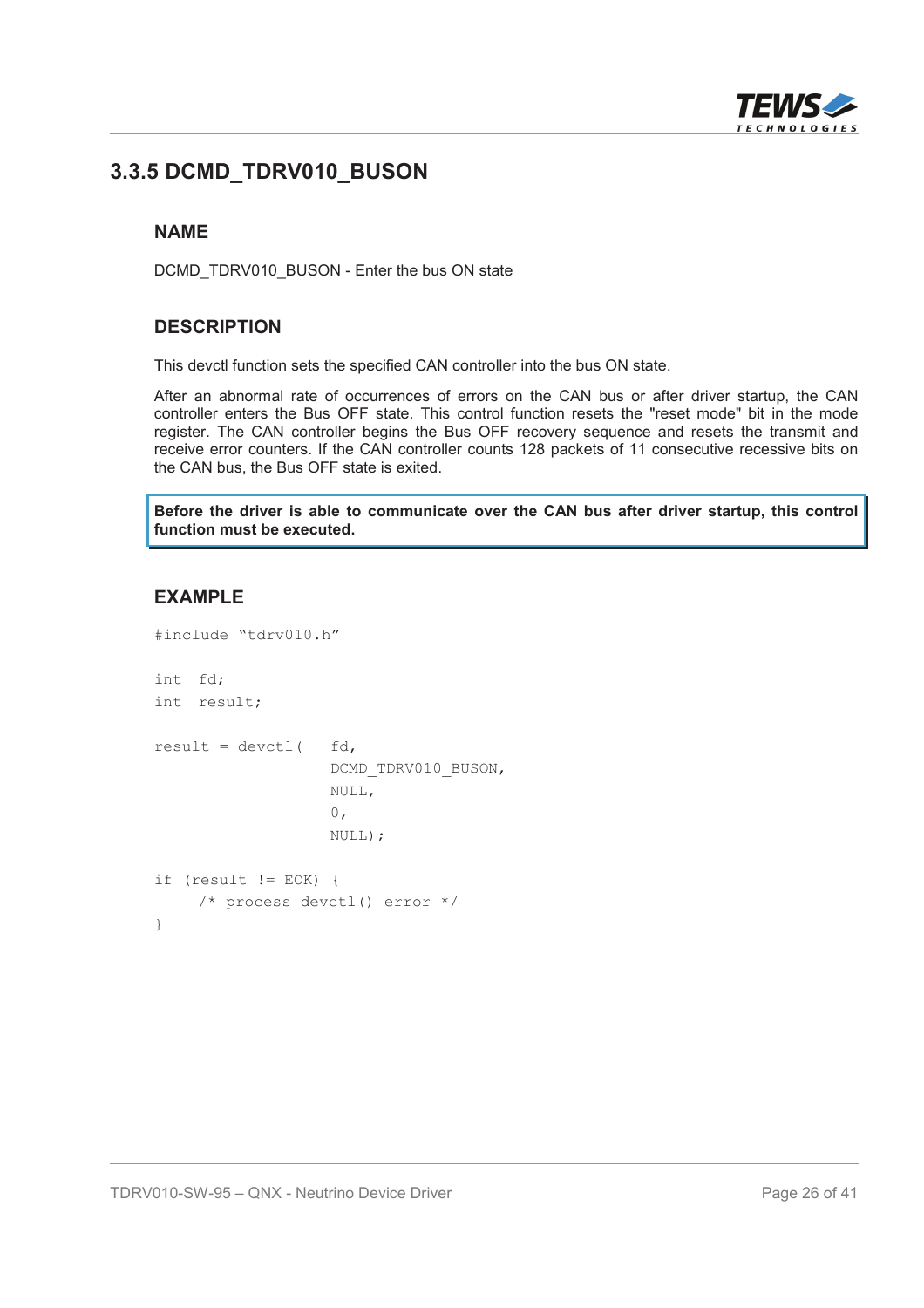### 3.3.5 DCMD_TDRV010_BUSON

#### NAME

DCMD_TDRV010_BUSON - Enter the bus ON state

#### DESCRIPTION

This devctl function sets the specified CAN controller into the bus ON state.

After an abnormal rate of occurrences of errors on the CAN bus or after driver startup, the CAN controller enters the Bus OFF state. This control function resets the "reset mode" bit in the mode register. The CAN controller begins the Bus OFF recovery sequence and resets the transmit and receive error counters. If the CAN controller counts 128 packets of 11 consecutive recessive bits on the CAN bus, the Bus OFF state is exited.

**Before the driver is able to communicate over the CAN bus after driver startup, this control function must be executed.**

#### EXAMPLE

```
#include "tdrv010.h"

int  fd;
int  result;

result = devctl(   fd,
                   DCMD_TDRV010_BUSON,
                   NULL,
                   0,
                   NULL);

if (result != EOK) {
     /* process devctl() error */
}
```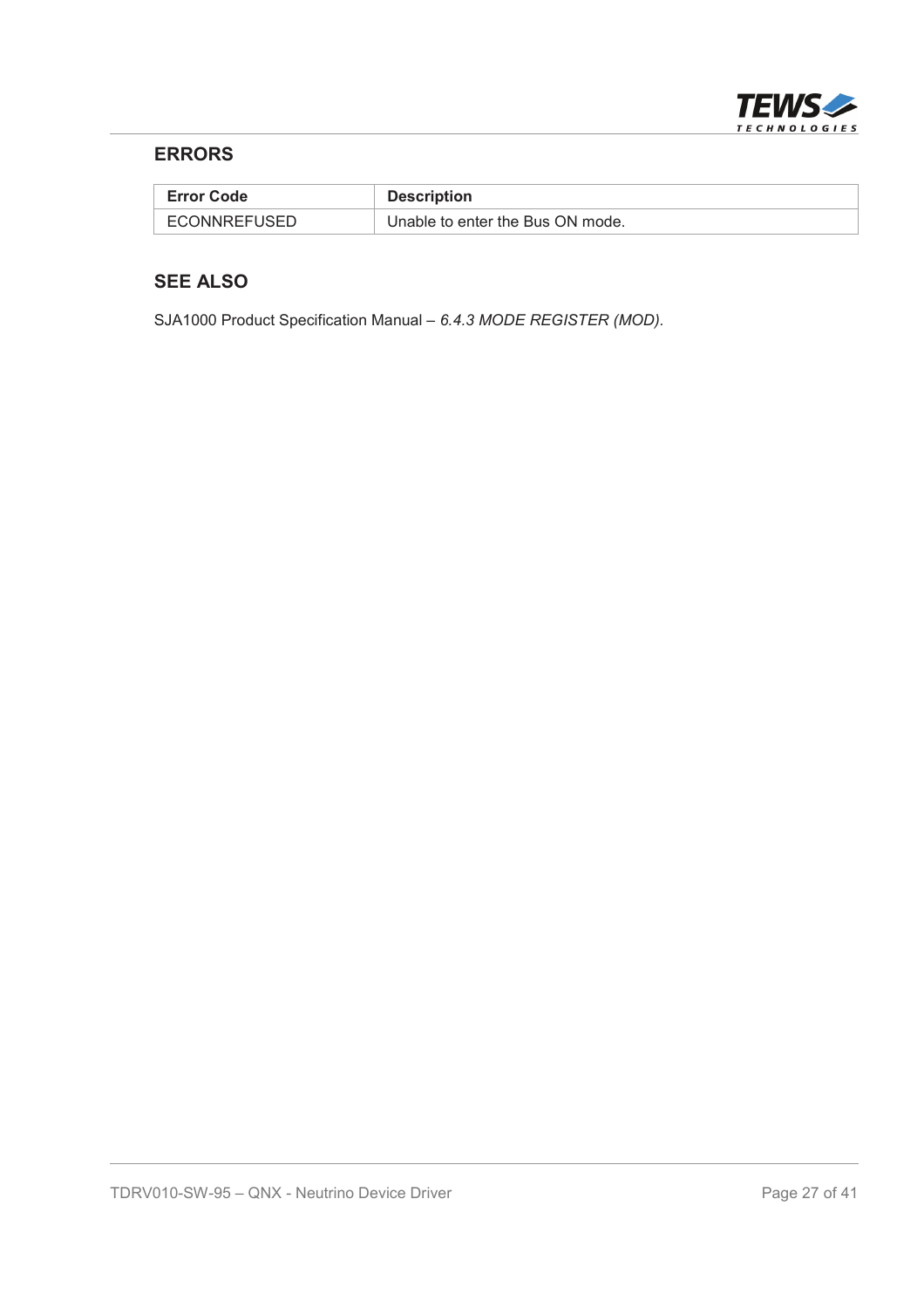### ERRORS

| Error Code | Description |
|---|---|
| ECONNREFUSED | Unable to enter the Bus ON mode. |

### SEE ALSO

SJA1000 Product Specification Manual – *6.4.3 MODE REGISTER (MOD).*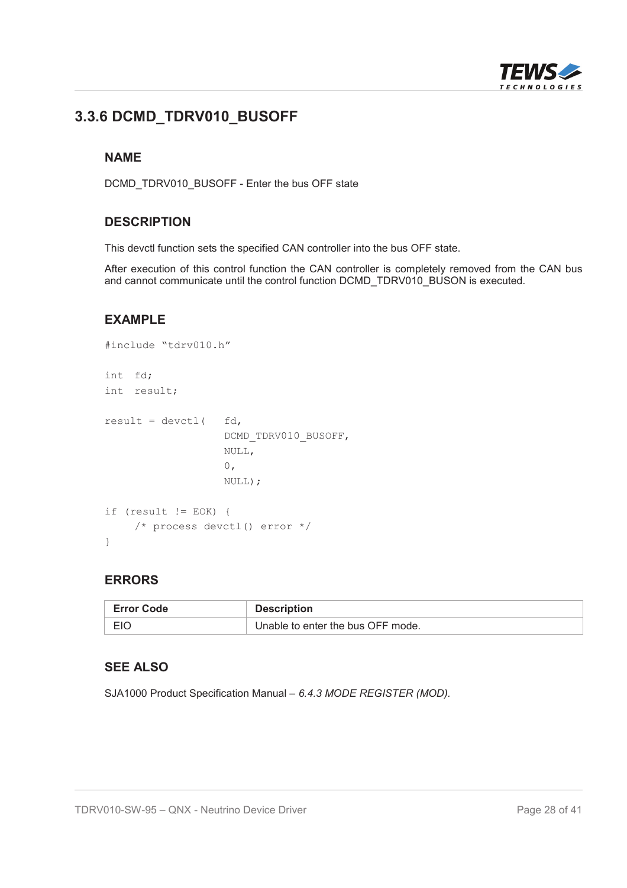### 3.3.6 DCMD_TDRV010_BUSOFF

#### NAME

DCMD_TDRV010_BUSOFF - Enter the bus OFF state

#### DESCRIPTION

This devctl function sets the specified CAN controller into the bus OFF state.

After execution of this control function the CAN controller is completely removed from the CAN bus and cannot communicate until the control function DCMD_TDRV010_BUSON is executed.

#### EXAMPLE

```
#include "tdrv010.h"

int  fd;
int  result;

result = devctl(   fd,
                   DCMD_TDRV010_BUSOFF,
                   NULL,
                   0,
                   NULL);

if (result != EOK) {
     /* process devctl() error */
}
```

#### ERRORS

| Error Code | Description |
|---|---|
| EIO | Unable to enter the bus OFF mode. |

#### SEE ALSO

SJA1000 Product Specification Manual – *6.4.3 MODE REGISTER (MOD).*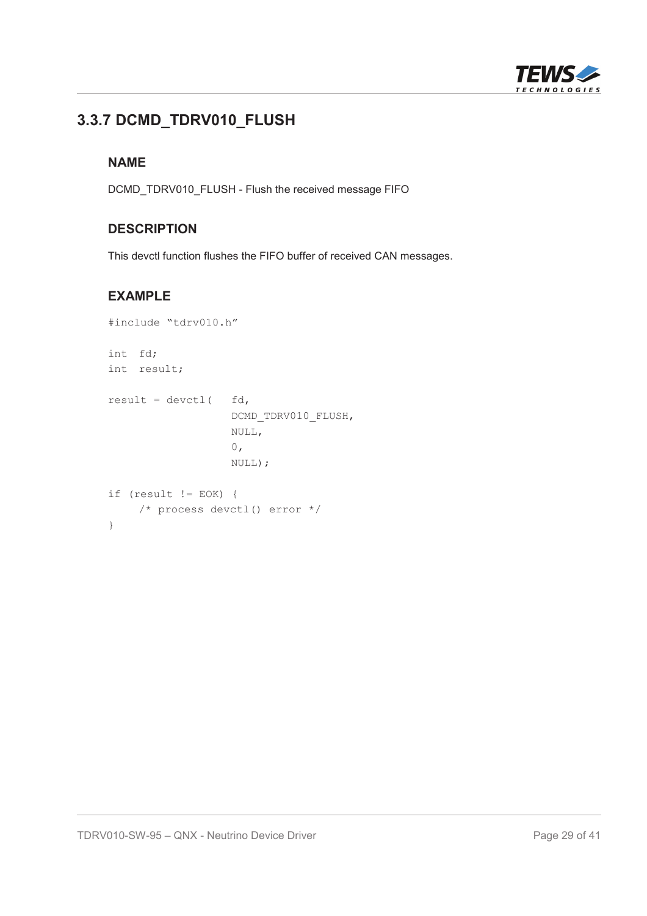## 3.3.7 DCMD_TDRV010_FLUSH

### NAME

DCMD_TDRV010_FLUSH - Flush the received message FIFO

### DESCRIPTION

This devctl function flushes the FIFO buffer of received CAN messages.

### EXAMPLE

```
#include “tdrv010.h”

int  fd;
int  result;

result = devctl(   fd,
                   DCMD_TDRV010_FLUSH,
                   NULL,
                   0,
                   NULL);

if (result != EOK) {
     /* process devctl() error */
}
```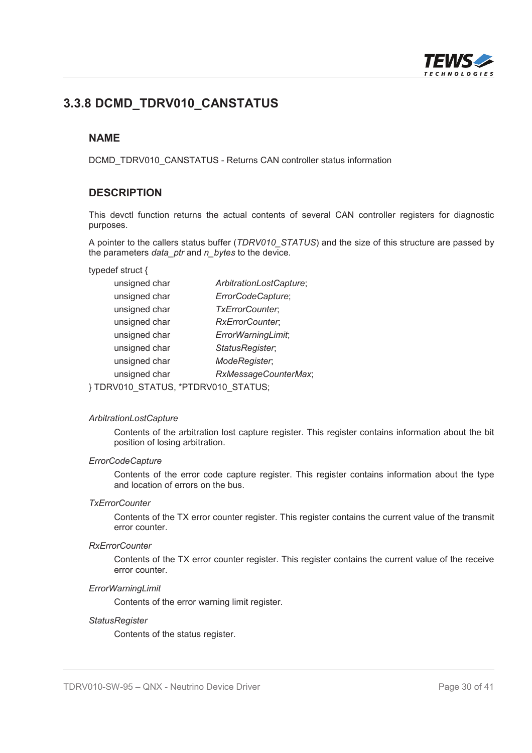## 3.3.8 DCMD_TDRV010_CANSTATUS

### NAME

DCMD_TDRV010_CANSTATUS - Returns CAN controller status information

### DESCRIPTION

This devctl function returns the actual contents of several CAN controller registers for diagnostic purposes.

A pointer to the callers status buffer (*TDRV010_STATUS*) and the size of this structure are passed by the parameters *data_ptr* and *n_bytes* to the device.

```
typedef struct {
        unsigned char           ArbitrationLostCapture;
        unsigned char           ErrorCodeCapture;
        unsigned char           TxErrorCounter;
        unsigned char           RxErrorCounter;
        unsigned char           ErrorWarningLimit;
        unsigned char           StatusRegister;
        unsigned char           ModeRegister;
        unsigned char           RxMessageCounterMax;
} TDRV010_STATUS, *PTDRV010_STATUS;
```

*ArbitrationLostCapture*

Contents of the arbitration lost capture register. This register contains information about the bit position of losing arbitration.

*ErrorCodeCapture*

Contents of the error code capture register. This register contains information about the type and location of errors on the bus.

*TxErrorCounter*

Contents of the TX error counter register. This register contains the current value of the transmit error counter.

*RxErrorCounter*

Contents of the TX error counter register. This register contains the current value of the receive error counter.

*ErrorWarningLimit*

Contents of the error warning limit register.

*StatusRegister*

Contents of the status register.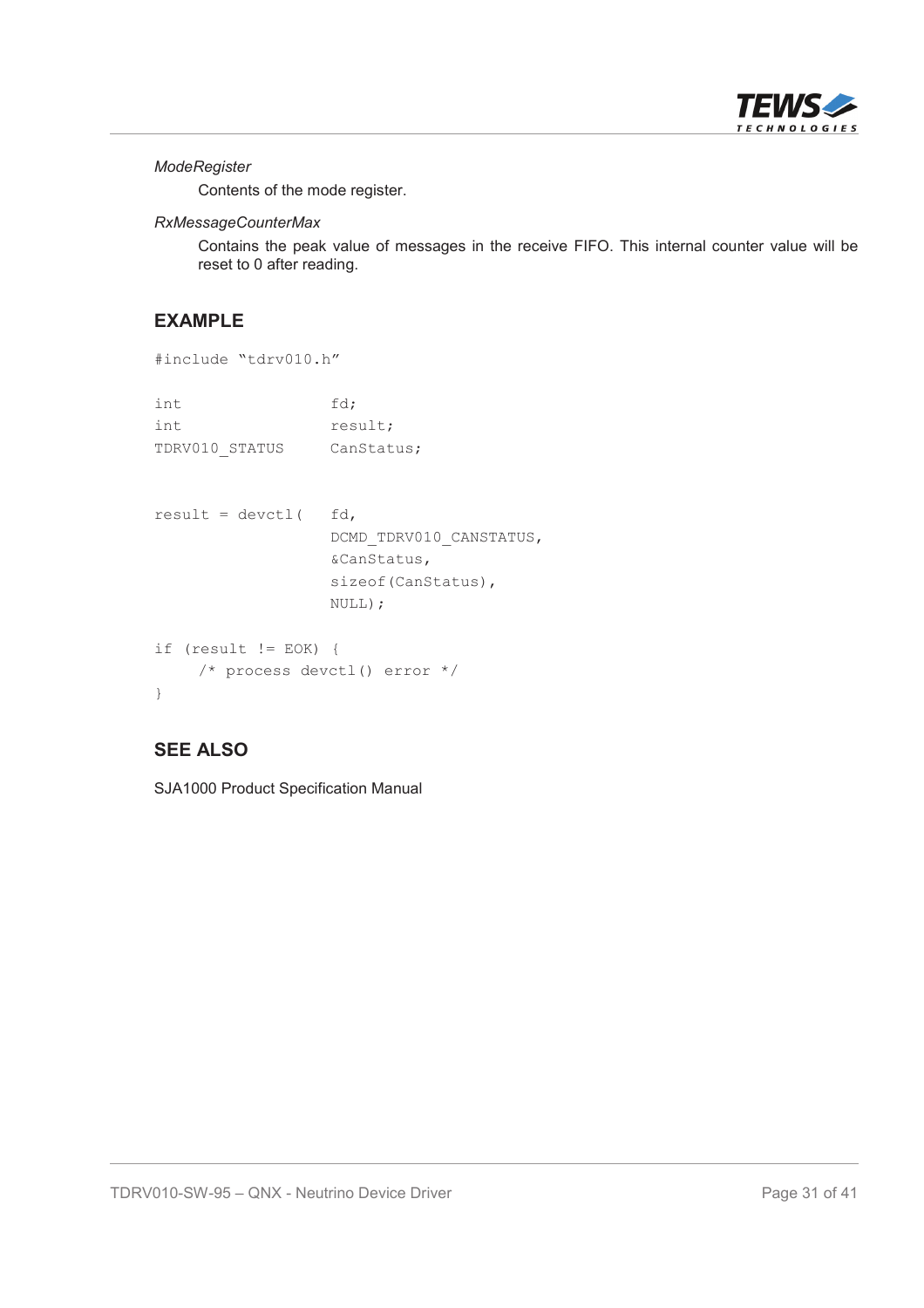*ModeRegister*

Contents of the mode register.

*RxMessageCounterMax*

Contains the peak value of messages in the receive FIFO. This internal counter value will be reset to 0 after reading.

## EXAMPLE

```
#include "tdrv010.h"

int                 fd;
int                 result;
TDRV010_STATUS      CanStatus;


result = devctl(    fd,
                    DCMD_TDRV010_CANSTATUS,
                    &CanStatus,
                    sizeof(CanStatus),
                    NULL);

if (result != EOK) {
     /* process devctl() error */
}
```

## SEE ALSO

SJA1000 Product Specification Manual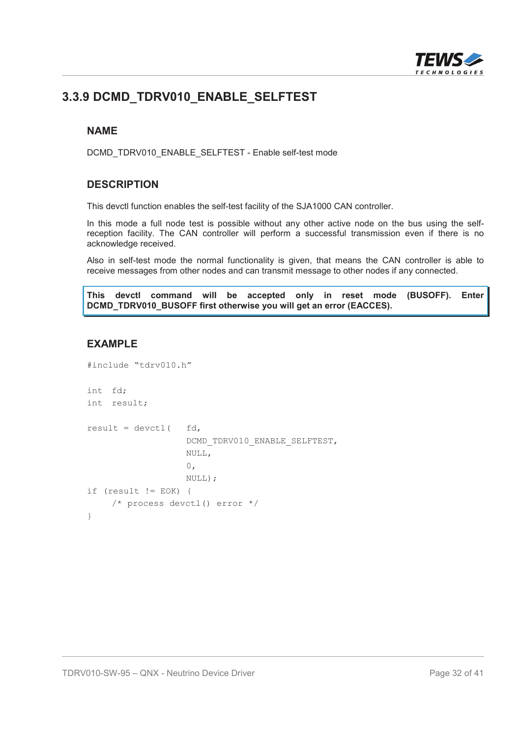## 3.3.9 DCMD_TDRV010_ENABLE_SELFTEST

### NAME

DCMD_TDRV010_ENABLE_SELFTEST - Enable self-test mode

### DESCRIPTION

This devctl function enables the self-test facility of the SJA1000 CAN controller.

In this mode a full node test is possible without any other active node on the bus using the self-reception facility. The CAN controller will perform a successful transmission even if there is no acknowledge received.

Also in self-test mode the normal functionality is given, that means the CAN controller is able to receive messages from other nodes and can transmit message to other nodes if any connected.

**This devctl command will be accepted only in reset mode (BUSOFF). Enter DCMD_TDRV010_BUSOFF first otherwise you will get an error (EACCES).**

### EXAMPLE

```
#include "tdrv010.h"

int  fd;
int  result;

result = devctl(   fd,
                   DCMD_TDRV010_ENABLE_SELFTEST,
                   NULL,
                   0,
                   NULL);
if (result != EOK) {
     /* process devctl() error */
}
```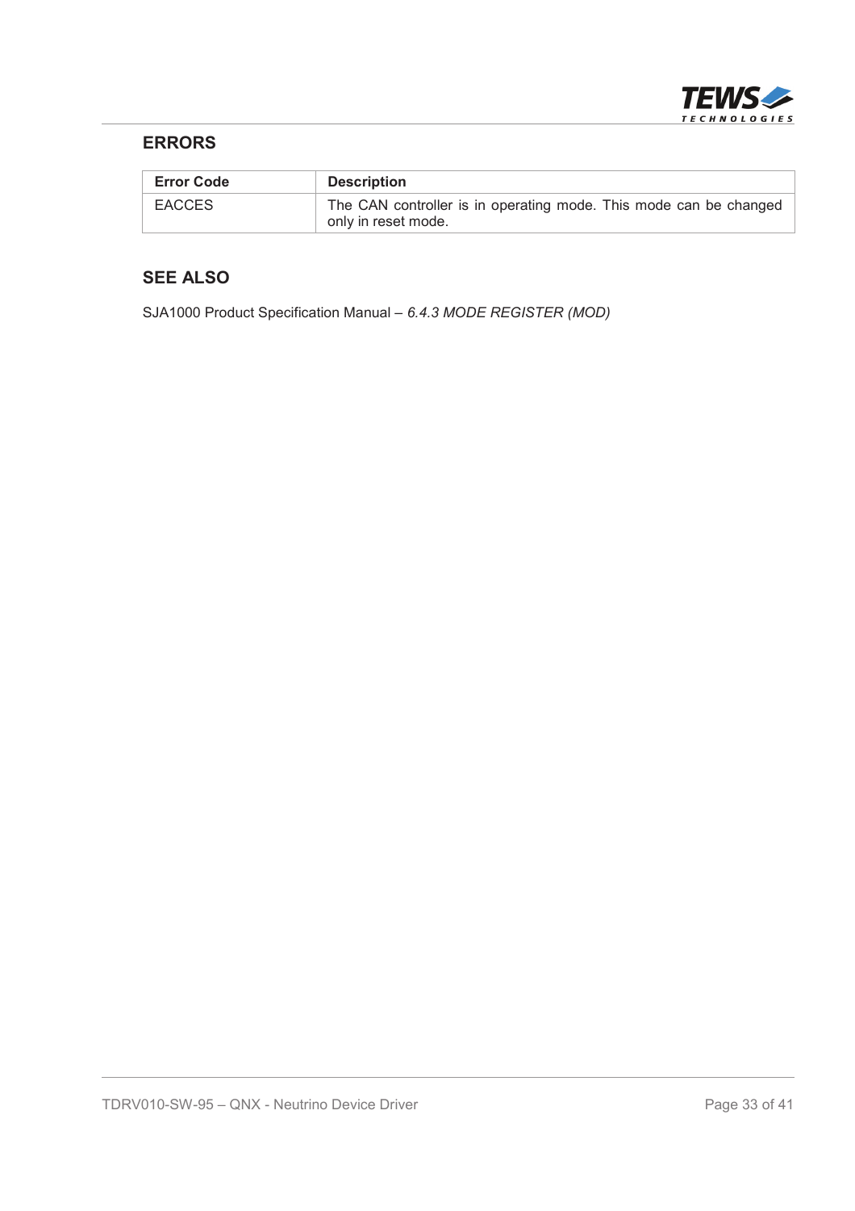## ERRORS

| Error Code | Description |
|---|---|
| EACCES | The CAN controller is in operating mode. This mode can be changed only in reset mode. |

## SEE ALSO

SJA1000 Product Specification Manual – *6.4.3 MODE REGISTER (MOD)*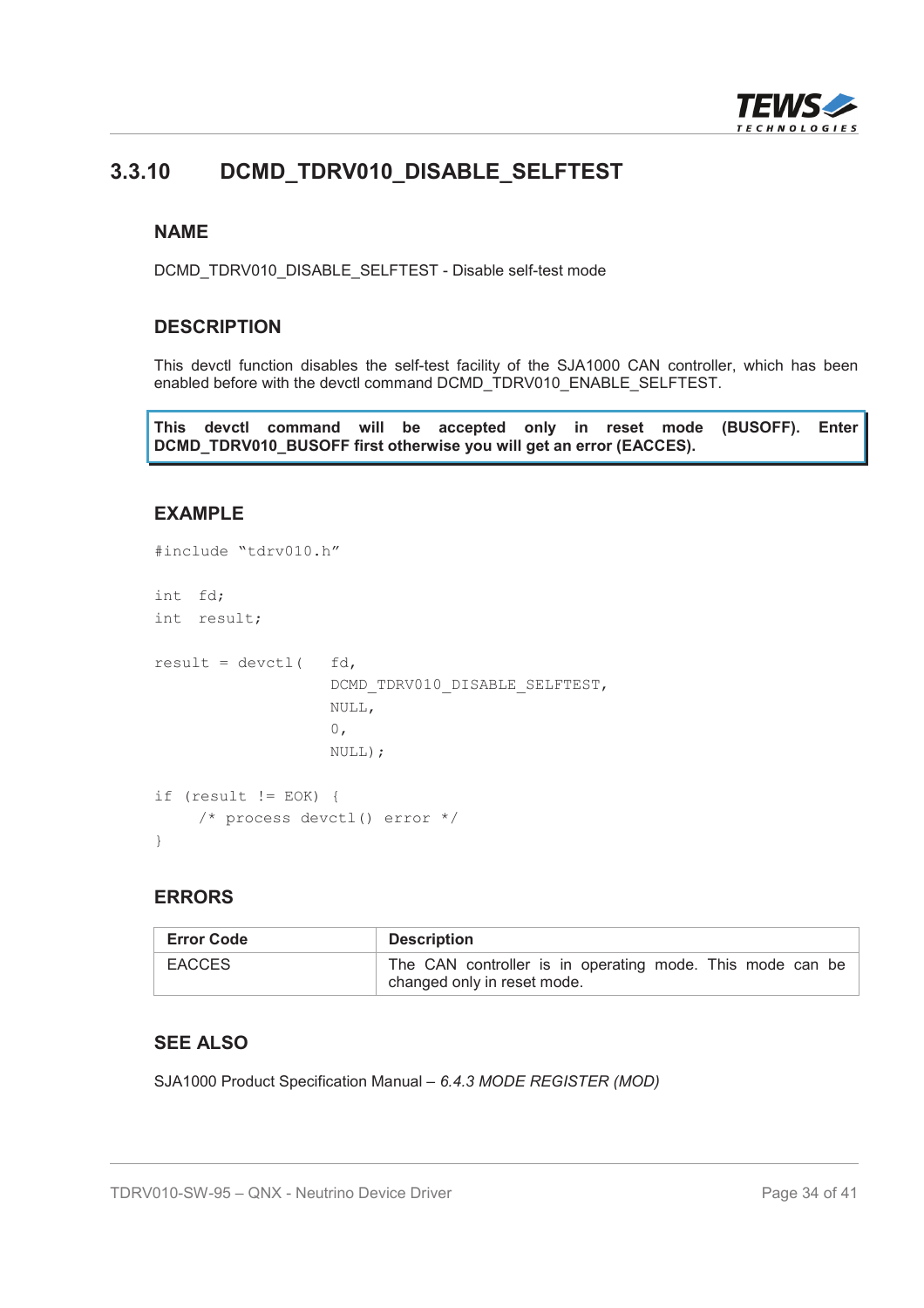## 3.3.10 DCMD_TDRV010_DISABLE_SELFTEST

### NAME

DCMD_TDRV010_DISABLE_SELFTEST - Disable self-test mode

### DESCRIPTION

This devctl function disables the self-test facility of the SJA1000 CAN controller, which has been enabled before with the devctl command DCMD_TDRV010_ENABLE_SELFTEST.

**This devctl command will be accepted only in reset mode (BUSOFF). Enter DCMD_TDRV010_BUSOFF first otherwise you will get an error (EACCES).**

### EXAMPLE

```
#include "tdrv010.h"

int  fd;
int  result;

result = devctl(   fd,
                   DCMD_TDRV010_DISABLE_SELFTEST,
                   NULL,
                   0,
                   NULL);

if (result != EOK) {
    /* process devctl() error */
}
```

### ERRORS

| Error Code | Description |
|---|---|
| EACCES | The CAN controller is in operating mode. This mode can be changed only in reset mode. |

### SEE ALSO

SJA1000 Product Specification Manual – *6.4.3 MODE REGISTER (MOD)*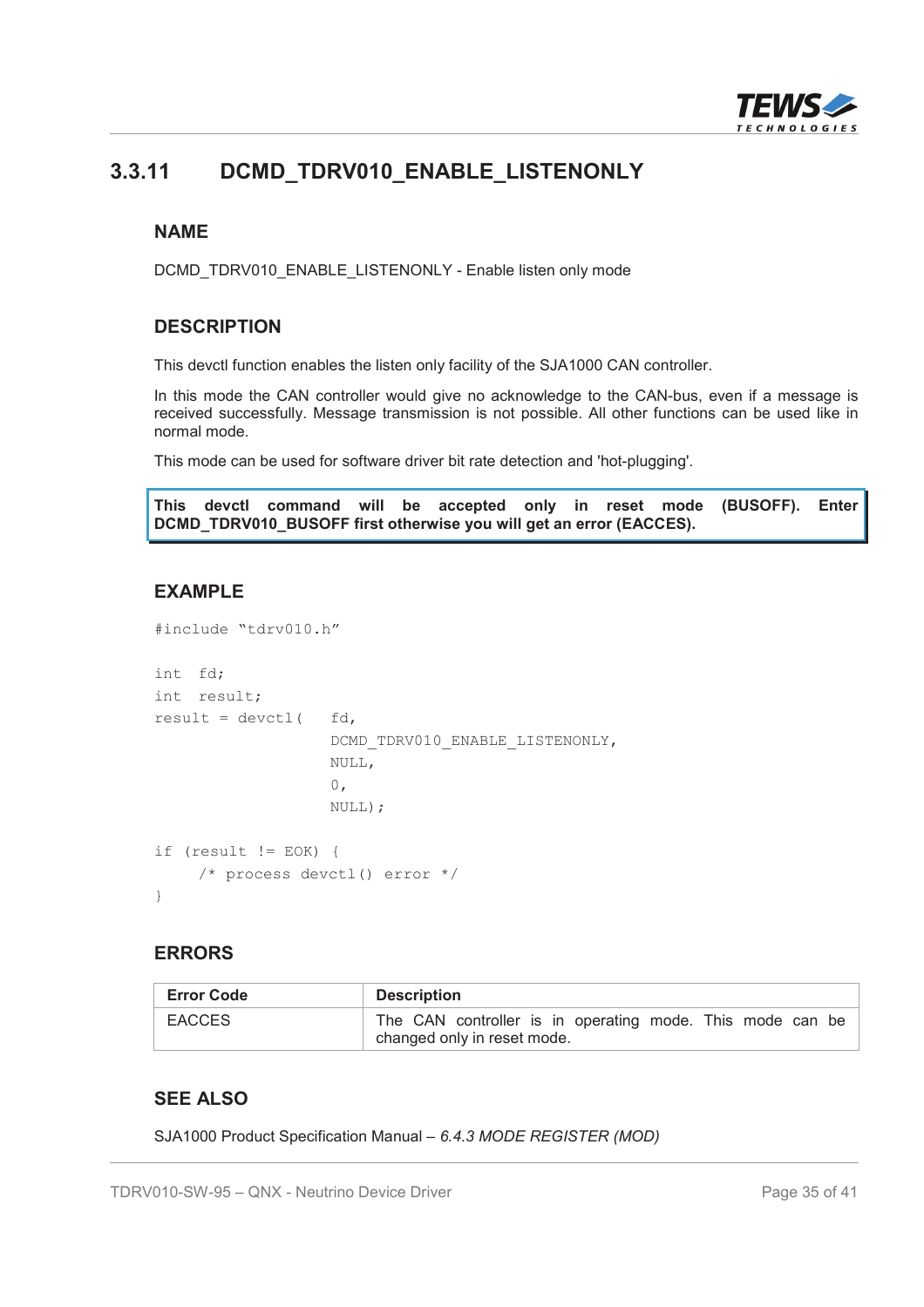## 3.3.11 DCMD_TDRV010_ENABLE_LISTENONLY

### NAME

DCMD_TDRV010_ENABLE_LISTENONLY - Enable listen only mode

### DESCRIPTION

This devctl function enables the listen only facility of the SJA1000 CAN controller.

In this mode the CAN controller would give no acknowledge to the CAN-bus, even if a message is received successfully. Message transmission is not possible. All other functions can be used like in normal mode.

This mode can be used for software driver bit rate detection and 'hot-plugging'.

**This devctl command will be accepted only in reset mode (BUSOFF). Enter DCMD_TDRV010_BUSOFF first otherwise you will get an error (EACCES).**

### EXAMPLE

```
#include "tdrv010.h"

int  fd;
int  result;
result = devctl(   fd,
                   DCMD_TDRV010_ENABLE_LISTENONLY,
                   NULL,
                   0,
                   NULL);

if (result != EOK) {
     /* process devctl() error */
}
```

### ERRORS

| Error Code | Description |
|---|---|
| EACCES | The CAN controller is in operating mode. This mode can be changed only in reset mode. |

### SEE ALSO

SJA1000 Product Specification Manual – *6.4.3 MODE REGISTER (MOD)*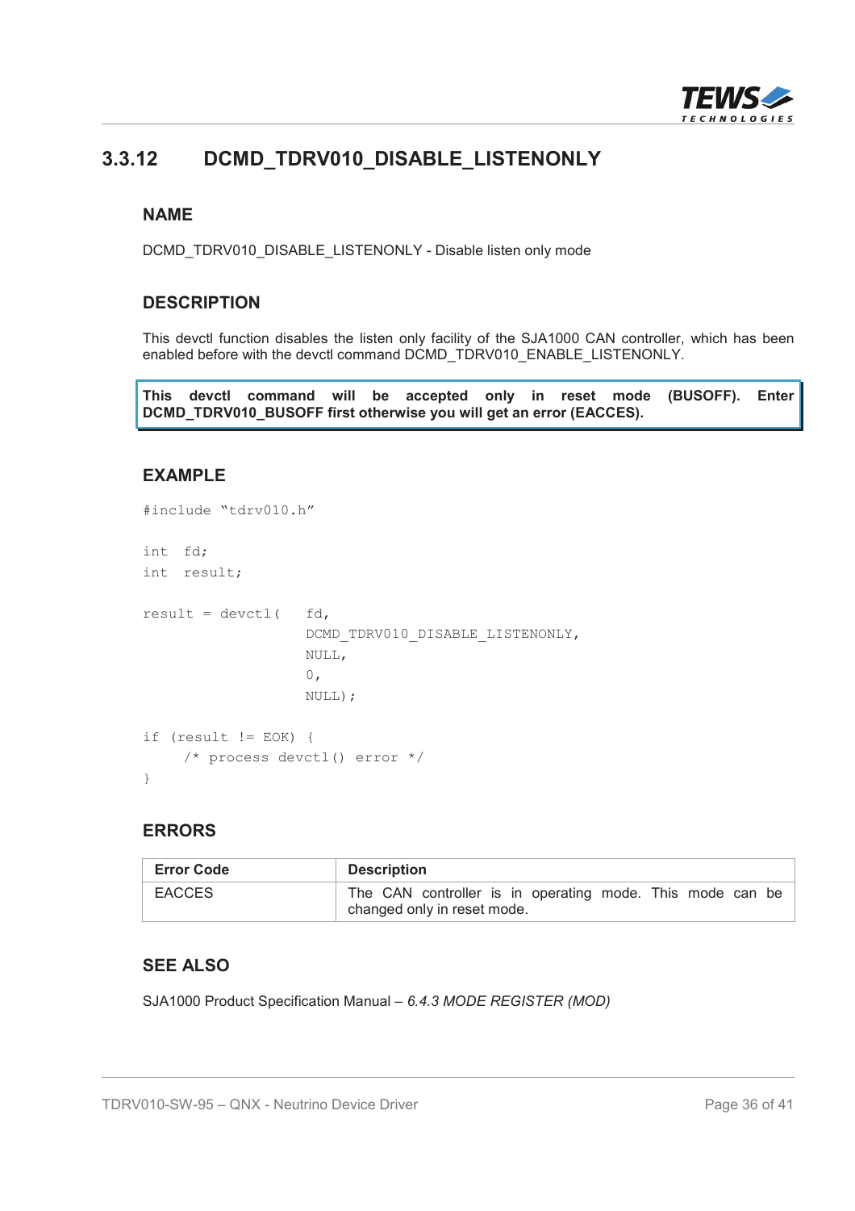## 3.3.12 DCMD_TDRV010_DISABLE_LISTENONLY

### NAME

DCMD_TDRV010_DISABLE_LISTENONLY - Disable listen only mode

### DESCRIPTION

This devctl function disables the listen only facility of the SJA1000 CAN controller, which has been enabled before with the devctl command DCMD_TDRV010_ENABLE_LISTENONLY.

**This devctl command will be accepted only in reset mode (BUSOFF). Enter DCMD_TDRV010_BUSOFF first otherwise you will get an error (EACCES).**

### EXAMPLE

```
#include "tdrv010.h"

int  fd;
int  result;

result = devctl(   fd,
                   DCMD_TDRV010_DISABLE_LISTENONLY,
                   NULL,
                   0,
                   NULL);

if (result != EOK) {
    /* process devctl() error */
}
```

### ERRORS

| Error Code | Description |
|---|---|
| EACCES | The CAN controller is in operating mode. This mode can be changed only in reset mode. |

### SEE ALSO

SJA1000 Product Specification Manual – *6.4.3 MODE REGISTER (MOD)*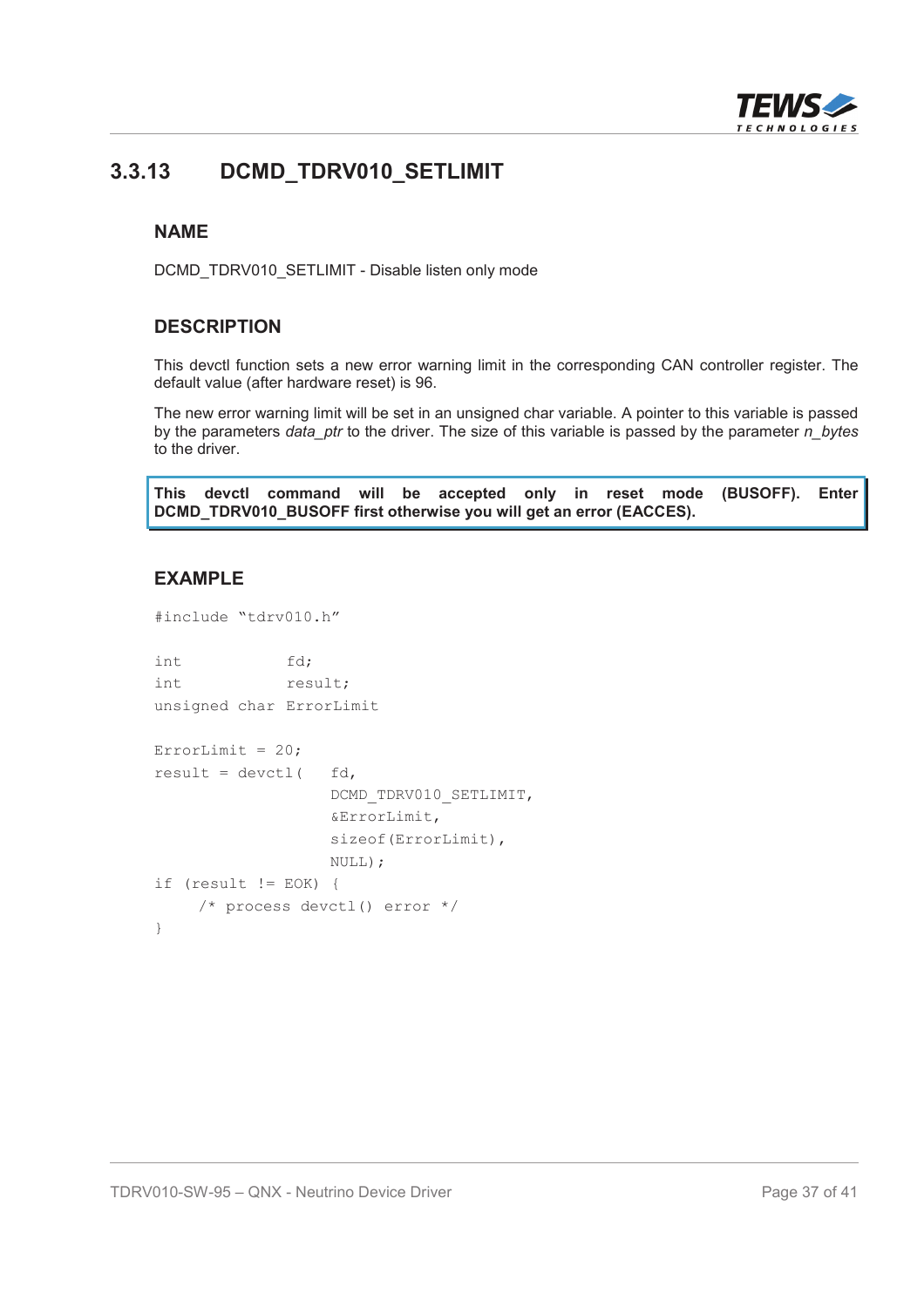## 3.3.13 DCMD_TDRV010_SETLIMIT

### NAME

DCMD_TDRV010_SETLIMIT - Disable listen only mode

### DESCRIPTION

This devctl function sets a new error warning limit in the corresponding CAN controller register. The default value (after hardware reset) is 96.

The new error warning limit will be set in an unsigned char variable. A pointer to this variable is passed by the parameters *data_ptr* to the driver. The size of this variable is passed by the parameter *n_bytes* to the driver.

**This devctl command will be accepted only in reset mode (BUSOFF). Enter DCMD_TDRV010_BUSOFF first otherwise you will get an error (EACCES).**

### EXAMPLE

```
#include "tdrv010.h"

int             fd;
int             result;
unsigned char ErrorLimit

ErrorLimit = 20;
result = devctl(    fd,
                    DCMD_TDRV010_SETLIMIT,
                    &ErrorLimit,
                    sizeof(ErrorLimit),
                    NULL);
if (result != EOK) {
     /* process devctl() error */
}
```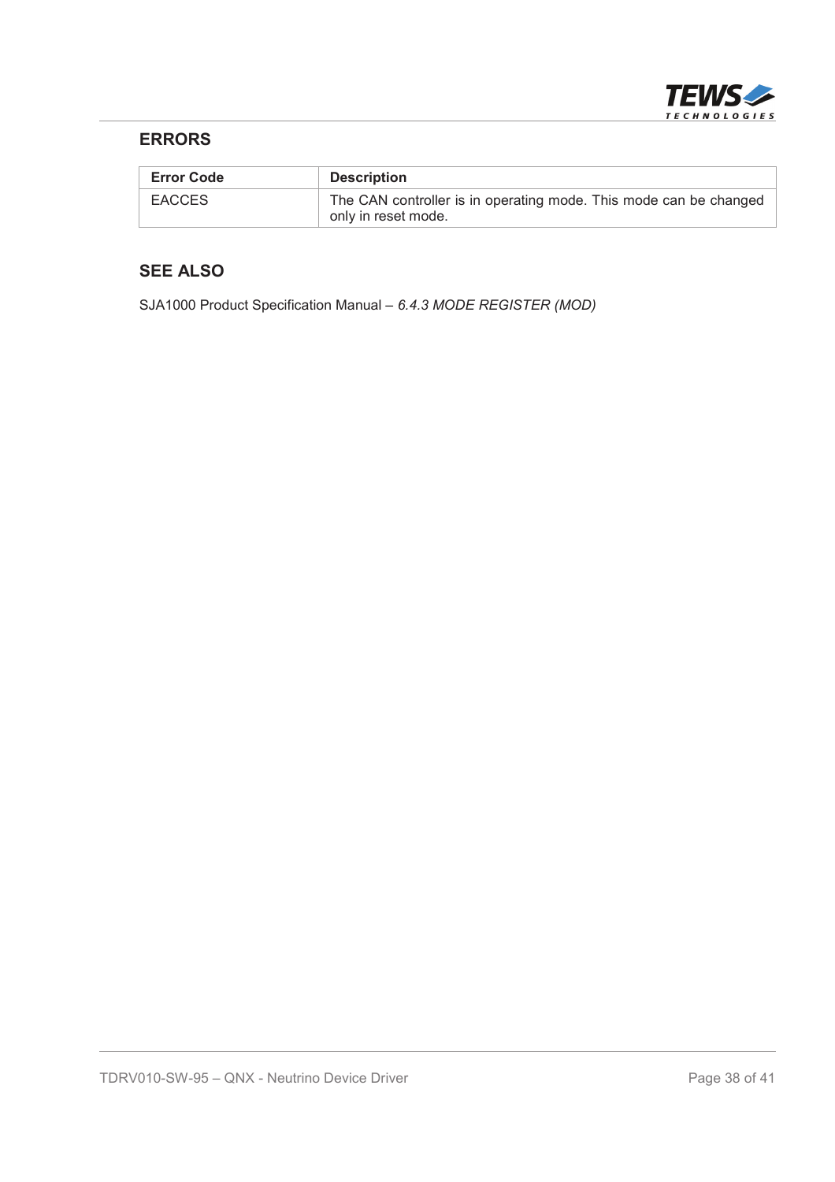### ERRORS

| Error Code | Description |
|---|---|
| EACCES | The CAN controller is in operating mode. This mode can be changed only in reset mode. |

### SEE ALSO

SJA1000 Product Specification Manual – *6.4.3 MODE REGISTER (MOD)*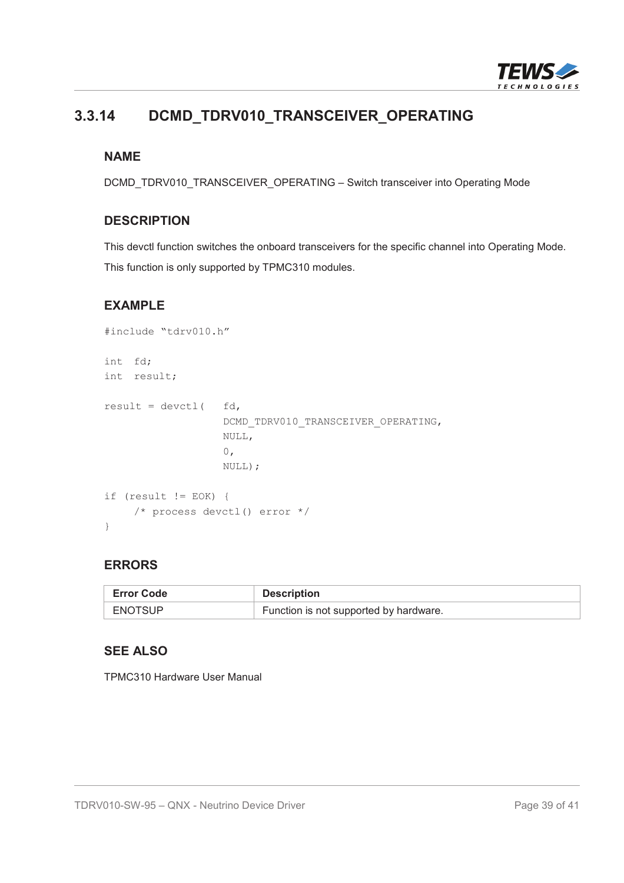## 3.3.14 DCMD_TDRV010_TRANSCEIVER_OPERATING

### NAME

DCMD_TDRV010_TRANSCEIVER_OPERATING – Switch transceiver into Operating Mode

### DESCRIPTION

This devctl function switches the onboard transceivers for the specific channel into Operating Mode.

This function is only supported by TPMC310 modules.

### EXAMPLE

```
#include "tdrv010.h"

int  fd;
int  result;

result = devctl(   fd,
                   DCMD_TDRV010_TRANSCEIVER_OPERATING,
                   NULL,
                   0,
                   NULL);

if (result != EOK) {
    /* process devctl() error */
}
```

### ERRORS

| Error Code | Description |
|---|---|
| ENOTSUP | Function is not supported by hardware. |

### SEE ALSO

TPMC310 Hardware User Manual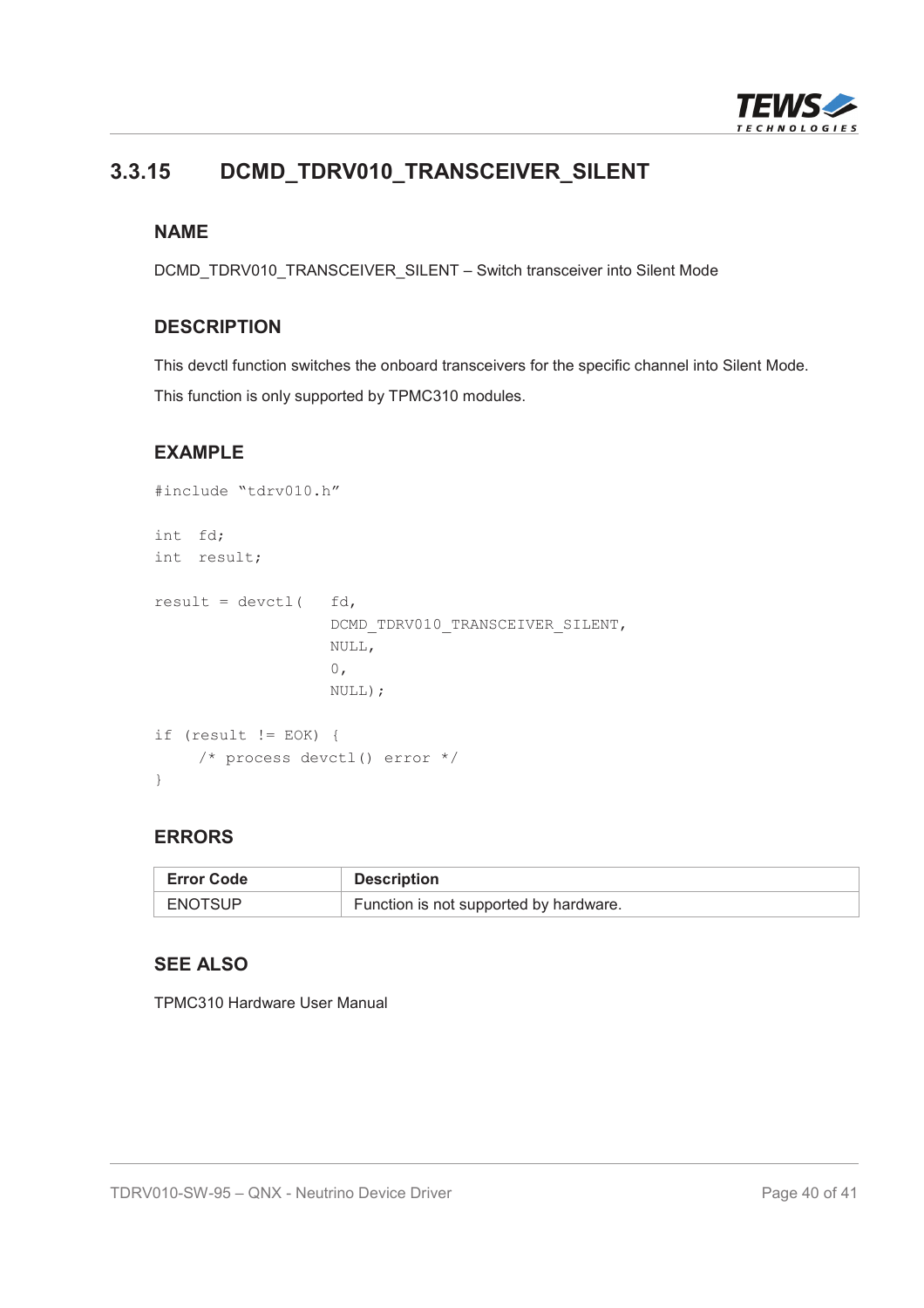### 3.3.15 DCMD_TDRV010_TRANSCEIVER_SILENT

#### NAME

DCMD_TDRV010_TRANSCEIVER_SILENT – Switch transceiver into Silent Mode

#### DESCRIPTION

This devctl function switches the onboard transceivers for the specific channel into Silent Mode.

This function is only supported by TPMC310 modules.

#### EXAMPLE

```
#include "tdrv010.h"

int  fd;
int  result;

result = devctl(   fd,
                   DCMD_TDRV010_TRANSCEIVER_SILENT,
                   NULL,
                   0,
                   NULL);

if (result != EOK) {
     /* process devctl() error */
}
```

#### ERRORS

| Error Code | Description |
|---|---|
| ENOTSUP | Function is not supported by hardware. |

#### SEE ALSO

TPMC310 Hardware User Manual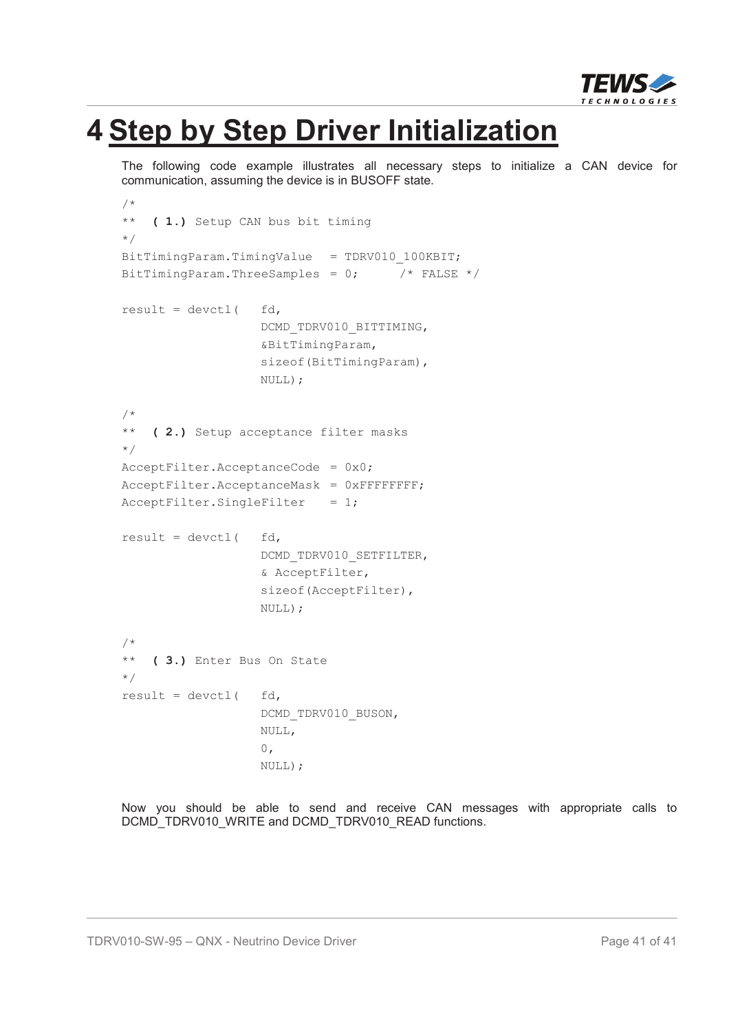# 4 Step by Step Driver Initialization

The following code example illustrates all necessary steps to initialize a CAN device for communication, assuming the device is in BUSOFF state.

```
/*
**  ( 1.) Setup CAN bus bit timing
*/
BitTimingParam.TimingValue   = TDRV010_100KBIT;
BitTimingParam.ThreeSamples  = 0;      /* FALSE */

result = devctl(   fd,
                   DCMD_TDRV010_BITTIMING,
                   &BitTimingParam,
                   sizeof(BitTimingParam),
                   NULL);

/*
**  ( 2.) Setup acceptance filter masks
*/
AcceptFilter.AcceptanceCode  = 0x0;
AcceptFilter.AcceptanceMask  = 0xFFFFFFFF;
AcceptFilter.SingleFilter    = 1;

result = devctl(   fd,
                   DCMD_TDRV010_SETFILTER,
                   & AcceptFilter,
                   sizeof(AcceptFilter),
                   NULL);

/*
**  ( 3.) Enter Bus On State
*/
result = devctl(   fd,
                   DCMD_TDRV010_BUSON,
                   NULL,
                   0,
                   NULL);
```

Now you should be able to send and receive CAN messages with appropriate calls to DCMD_TDRV010_WRITE and DCMD_TDRV010_READ functions.